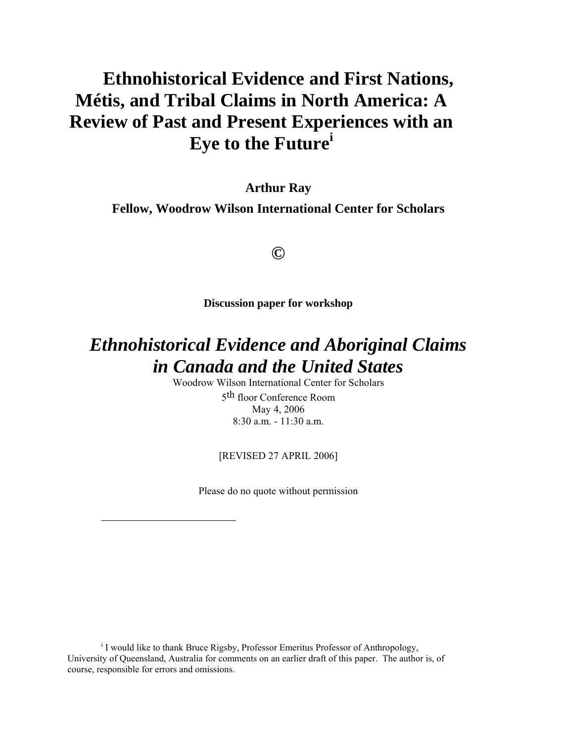# Ethnohistorical Evidence and First Nations, Métis, and Tribal Claims in North America: A Review of Past and Present Experiences with an Eye to the Future[i]

**Arthur Ray**

**Fellow, Woodrow Wilson International Center for Scholars**

**©**

**Discussion paper for workshop**

## *Ethnohistorical Evidence and Aboriginal Claims in Canada and the United States*

Woodrow Wilson International Center for Scholars

5th floor Conference Room

May 4, 2006

8:30 a.m. - 11:30 a.m.

[REVISED 27 APRIL 2006]

Please do no quote without permission

---

[i] I would like to thank Bruce Rigsby, Professor Emeritus Professor of Anthropology, University of Queensland, Australia for comments on an earlier draft of this paper. The author is, of course, responsible for errors and omissions.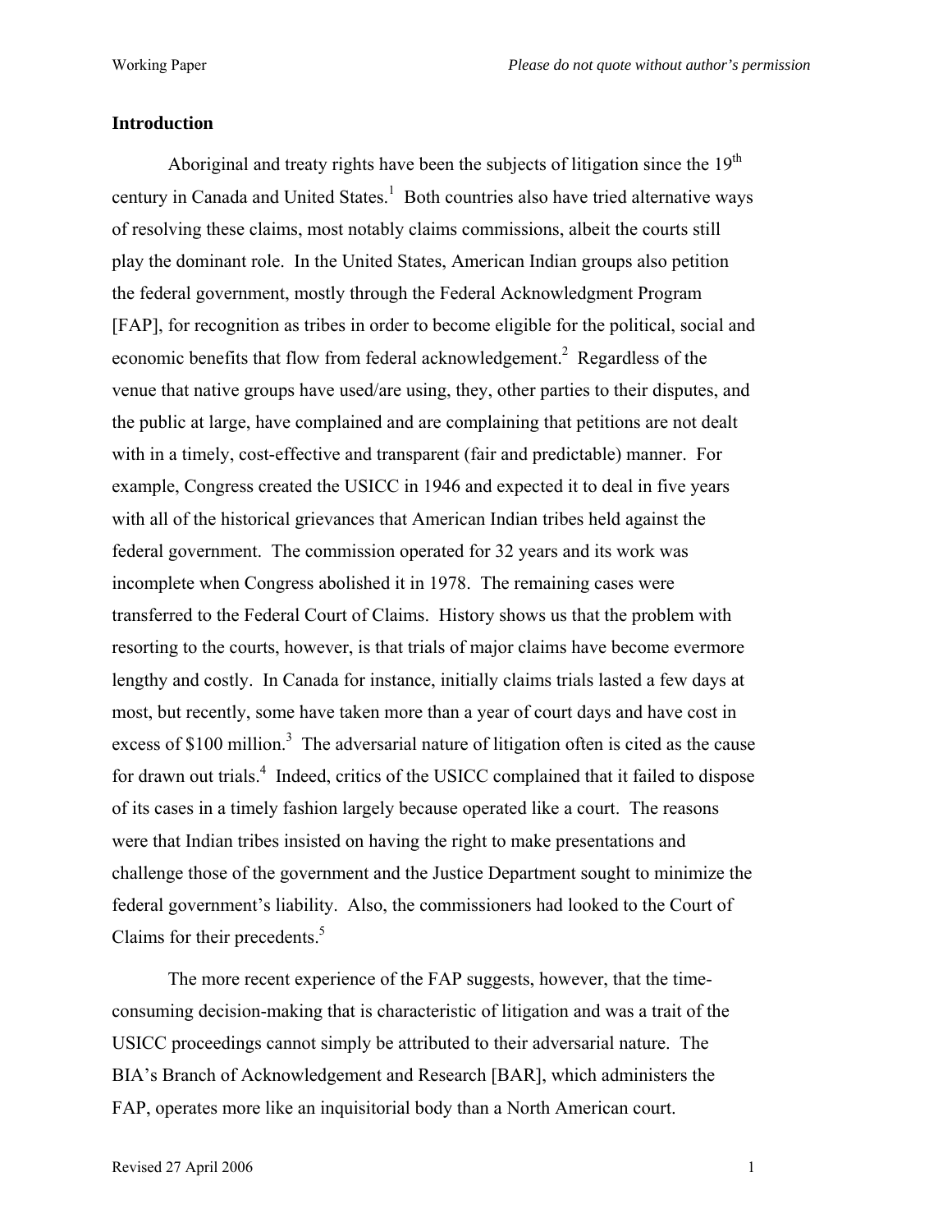## Introduction

Aboriginal and treaty rights have been the subjects of litigation since the 19th century in Canada and United States.[1] Both countries also have tried alternative ways of resolving these claims, most notably claims commissions, albeit the courts still play the dominant role. In the United States, American Indian groups also petition the federal government, mostly through the Federal Acknowledgment Program [FAP], for recognition as tribes in order to become eligible for the political, social and economic benefits that flow from federal acknowledgement.[2] Regardless of the venue that native groups have used/are using, they, other parties to their disputes, and the public at large, have complained and are complaining that petitions are not dealt with in a timely, cost-effective and transparent (fair and predictable) manner. For example, Congress created the USICC in 1946 and expected it to deal in five years with all of the historical grievances that American Indian tribes held against the federal government. The commission operated for 32 years and its work was incomplete when Congress abolished it in 1978. The remaining cases were transferred to the Federal Court of Claims. History shows us that the problem with resorting to the courts, however, is that trials of major claims have become evermore lengthy and costly. In Canada for instance, initially claims trials lasted a few days at most, but recently, some have taken more than a year of court days and have cost in excess of $100 million.[3] The adversarial nature of litigation often is cited as the cause for drawn out trials.[4] Indeed, critics of the USICC complained that it failed to dispose of its cases in a timely fashion largely because operated like a court. The reasons were that Indian tribes insisted on having the right to make presentations and challenge those of the government and the Justice Department sought to minimize the federal government's liability. Also, the commissioners had looked to the Court of Claims for their precedents.[5]

The more recent experience of the FAP suggests, however, that the time-consuming decision-making that is characteristic of litigation and was a trait of the USICC proceedings cannot simply be attributed to their adversarial nature. The BIA's Branch of Acknowledgement and Research [BAR], which administers the FAP, operates more like an inquisitorial body than a North American court.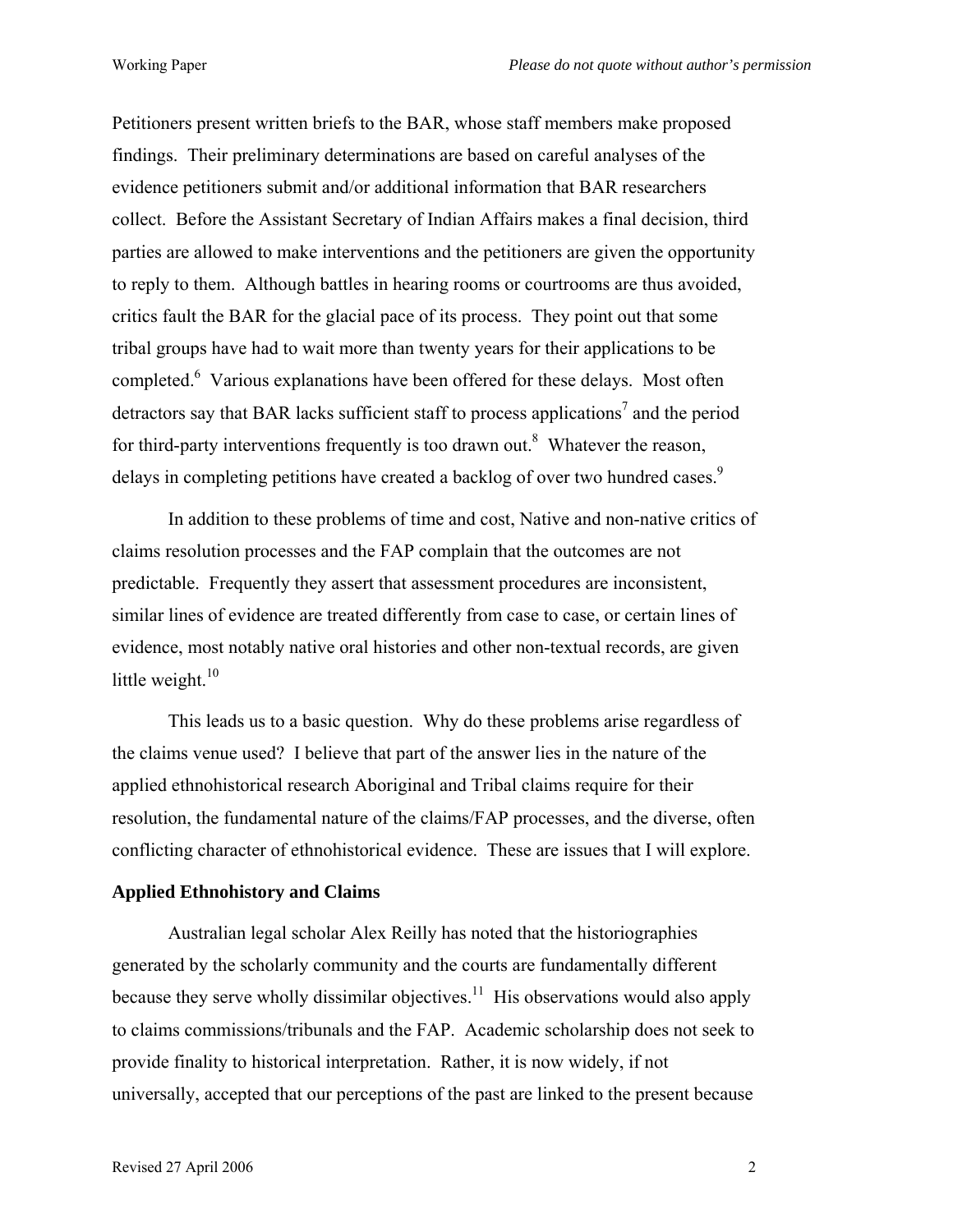Petitioners present written briefs to the BAR, whose staff members make proposed findings. Their preliminary determinations are based on careful analyses of the evidence petitioners submit and/or additional information that BAR researchers collect. Before the Assistant Secretary of Indian Affairs makes a final decision, third parties are allowed to make interventions and the petitioners are given the opportunity to reply to them. Although battles in hearing rooms or courtrooms are thus avoided, critics fault the BAR for the glacial pace of its process. They point out that some tribal groups have had to wait more than twenty years for their applications to be completed.[6] Various explanations have been offered for these delays. Most often detractors say that BAR lacks sufficient staff to process applications[7] and the period for third-party interventions frequently is too drawn out.[8] Whatever the reason, delays in completing petitions have created a backlog of over two hundred cases.[9]

In addition to these problems of time and cost, Native and non-native critics of claims resolution processes and the FAP complain that the outcomes are not predictable. Frequently they assert that assessment procedures are inconsistent, similar lines of evidence are treated differently from case to case, or certain lines of evidence, most notably native oral histories and other non-textual records, are given little weight.[10]

This leads us to a basic question. Why do these problems arise regardless of the claims venue used? I believe that part of the answer lies in the nature of the applied ethnohistorical research Aboriginal and Tribal claims require for their resolution, the fundamental nature of the claims/FAP processes, and the diverse, often conflicting character of ethnohistorical evidence. These are issues that I will explore.

## Applied Ethnohistory and Claims

Australian legal scholar Alex Reilly has noted that the historiographies generated by the scholarly community and the courts are fundamentally different because they serve wholly dissimilar objectives.[11] His observations would also apply to claims commissions/tribunals and the FAP. Academic scholarship does not seek to provide finality to historical interpretation. Rather, it is now widely, if not universally, accepted that our perceptions of the past are linked to the present because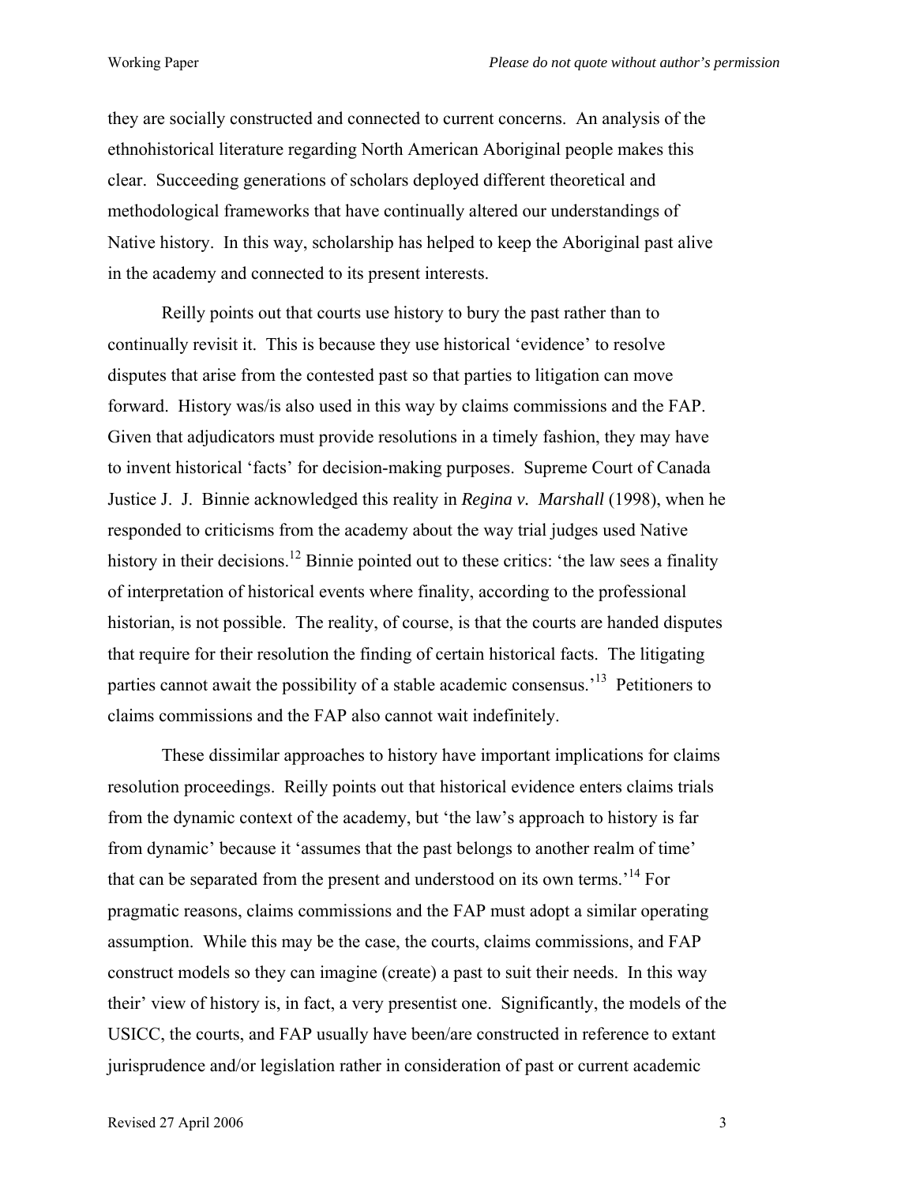they are socially constructed and connected to current concerns. An analysis of the ethnohistorical literature regarding North American Aboriginal people makes this clear. Succeeding generations of scholars deployed different theoretical and methodological frameworks that have continually altered our understandings of Native history. In this way, scholarship has helped to keep the Aboriginal past alive in the academy and connected to its present interests.

Reilly points out that courts use history to bury the past rather than to continually revisit it. This is because they use historical 'evidence' to resolve disputes that arise from the contested past so that parties to litigation can move forward. History was/is also used in this way by claims commissions and the FAP. Given that adjudicators must provide resolutions in a timely fashion, they may have to invent historical 'facts' for decision-making purposes. Supreme Court of Canada Justice J. J. Binnie acknowledged this reality in *Regina v. Marshall* (1998), when he responded to criticisms from the academy about the way trial judges used Native history in their decisions.[12] Binnie pointed out to these critics: 'the law sees a finality of interpretation of historical events where finality, according to the professional historian, is not possible. The reality, of course, is that the courts are handed disputes that require for their resolution the finding of certain historical facts. The litigating parties cannot await the possibility of a stable academic consensus.'[13] Petitioners to claims commissions and the FAP also cannot wait indefinitely.

These dissimilar approaches to history have important implications for claims resolution proceedings. Reilly points out that historical evidence enters claims trials from the dynamic context of the academy, but 'the law's approach to history is far from dynamic' because it 'assumes that the past belongs to another realm of time' that can be separated from the present and understood on its own terms.'[14] For pragmatic reasons, claims commissions and the FAP must adopt a similar operating assumption. While this may be the case, the courts, claims commissions, and FAP construct models so they can imagine (create) a past to suit their needs. In this way their' view of history is, in fact, a very presentist one. Significantly, the models of the USICC, the courts, and FAP usually have been/are constructed in reference to extant jurisprudence and/or legislation rather in consideration of past or current academic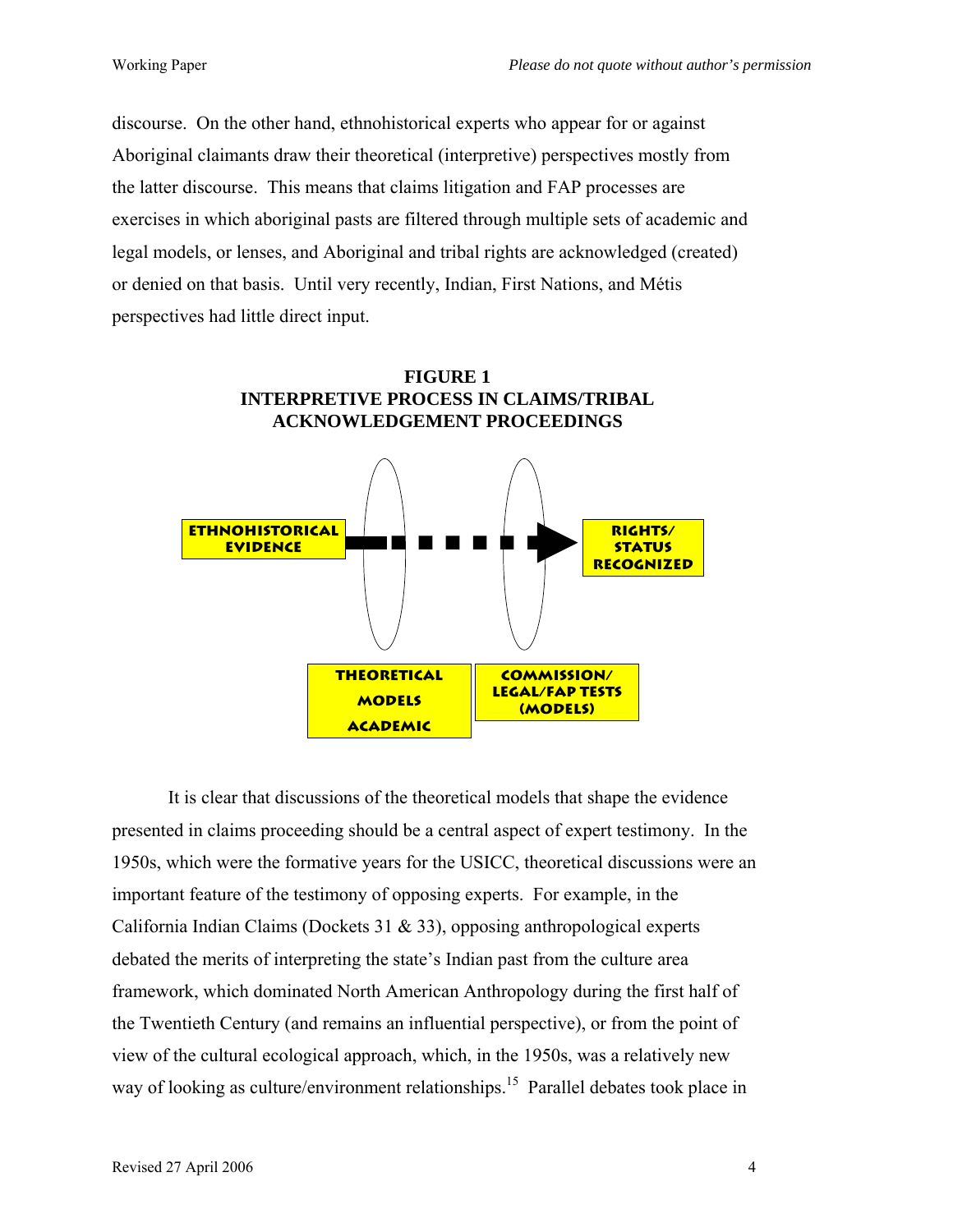discourse. On the other hand, ethnohistorical experts who appear for or against Aboriginal claimants draw their theoretical (interpretive) perspectives mostly from the latter discourse. This means that claims litigation and FAP processes are exercises in which aboriginal pasts are filtered through multiple sets of academic and legal models, or lenses, and Aboriginal and tribal rights are acknowledged (created) or denied on that basis. Until very recently, Indian, First Nations, and Métis perspectives had little direct input.

**FIGURE 1**
**INTERPRETIVE PROCESS IN CLAIMS/TRIBAL ACKNOWLEDGEMENT PROCEEDINGS**

ETHNOHISTORICAL EVIDENCE

RIGHTS/ STATUS RECOGNIZED

THEORETICAL MODELS ACADEMIC

COMMISSION/ LEGAL/FAP TESTS (MODELS)

It is clear that discussions of the theoretical models that shape the evidence presented in claims proceeding should be a central aspect of expert testimony. In the 1950s, which were the formative years for the USICC, theoretical discussions were an important feature of the testimony of opposing experts. For example, in the California Indian Claims (Dockets 31 & 33), opposing anthropological experts debated the merits of interpreting the state's Indian past from the culture area framework, which dominated North American Anthropology during the first half of the Twentieth Century (and remains an influential perspective), or from the point of view of the cultural ecological approach, which, in the 1950s, was a relatively new way of looking as culture/environment relationships.[15] Parallel debates took place in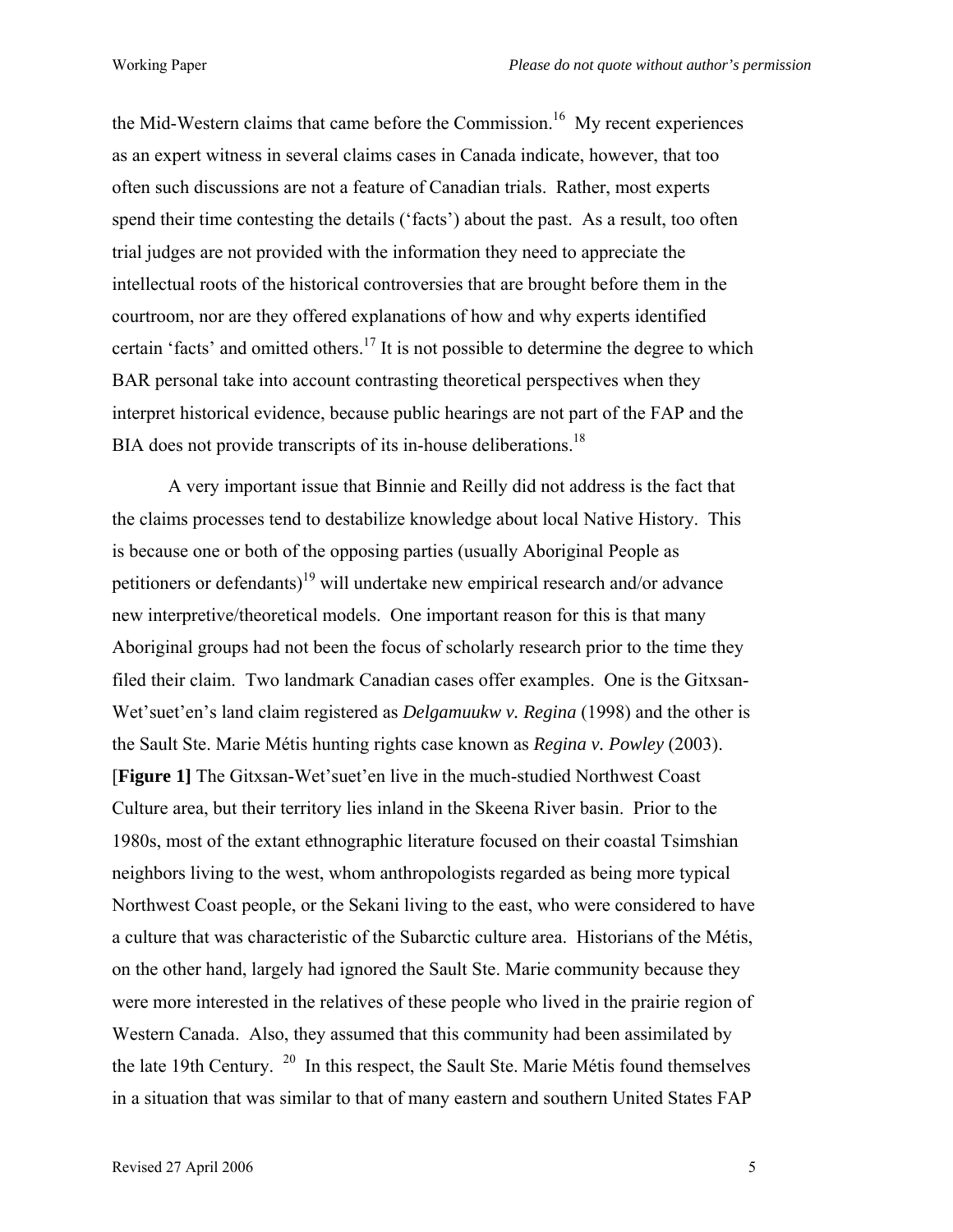the Mid-Western claims that came before the Commission.[16] My recent experiences as an expert witness in several claims cases in Canada indicate, however, that too often such discussions are not a feature of Canadian trials. Rather, most experts spend their time contesting the details ('facts') about the past. As a result, too often trial judges are not provided with the information they need to appreciate the intellectual roots of the historical controversies that are brought before them in the courtroom, nor are they offered explanations of how and why experts identified certain 'facts' and omitted others.[17] It is not possible to determine the degree to which BAR personal take into account contrasting theoretical perspectives when they interpret historical evidence, because public hearings are not part of the FAP and the BIA does not provide transcripts of its in-house deliberations.[18]

A very important issue that Binnie and Reilly did not address is the fact that the claims processes tend to destabilize knowledge about local Native History. This is because one or both of the opposing parties (usually Aboriginal People as petitioners or defendants)[19] will undertake new empirical research and/or advance new interpretive/theoretical models. One important reason for this is that many Aboriginal groups had not been the focus of scholarly research prior to the time they filed their claim. Two landmark Canadian cases offer examples. One is the Gitxsan-Wet'suet'en's land claim registered as *Delgamuukw v. Regina* (1998) and the other is the Sault Ste. Marie Métis hunting rights case known as *Regina v. Powley* (2003). [**Figure 1]** The Gitxsan-Wet'suet'en live in the much-studied Northwest Coast Culture area, but their territory lies inland in the Skeena River basin. Prior to the 1980s, most of the extant ethnographic literature focused on their coastal Tsimshian neighbors living to the west, whom anthropologists regarded as being more typical Northwest Coast people, or the Sekani living to the east, who were considered to have a culture that was characteristic of the Subarctic culture area. Historians of the Métis, on the other hand, largely had ignored the Sault Ste. Marie community because they were more interested in the relatives of these people who lived in the prairie region of Western Canada. Also, they assumed that this community had been assimilated by the late 19th Century. [20] In this respect, the Sault Ste. Marie Métis found themselves in a situation that was similar to that of many eastern and southern United States FAP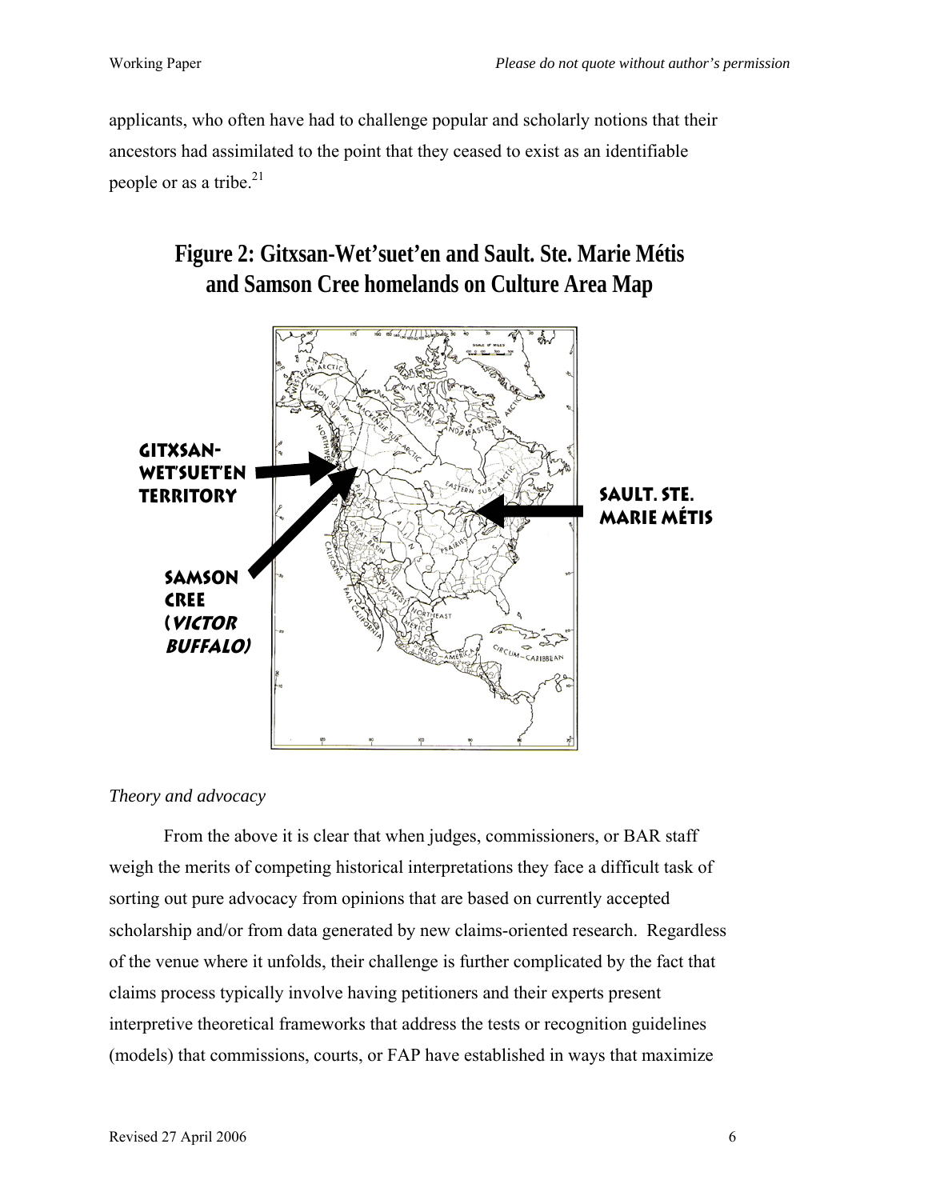applicants, who often have had to challenge popular and scholarly notions that their ancestors had assimilated to the point that they ceased to exist as an identifiable people or as a tribe.[21]

## Figure 2: Gitxsan-Wet'suet'en and Sault. Ste. Marie Métis and Samson Cree homelands on Culture Area Map

*Theory and advocacy*

From the above it is clear that when judges, commissioners, or BAR staff weigh the merits of competing historical interpretations they face a difficult task of sorting out pure advocacy from opinions that are based on currently accepted scholarship and/or from data generated by new claims-oriented research. Regardless of the venue where it unfolds, their challenge is further complicated by the fact that claims process typically involve having petitioners and their experts present interpretive theoretical frameworks that address the tests or recognition guidelines (models) that commissions, courts, or FAP have established in ways that maximize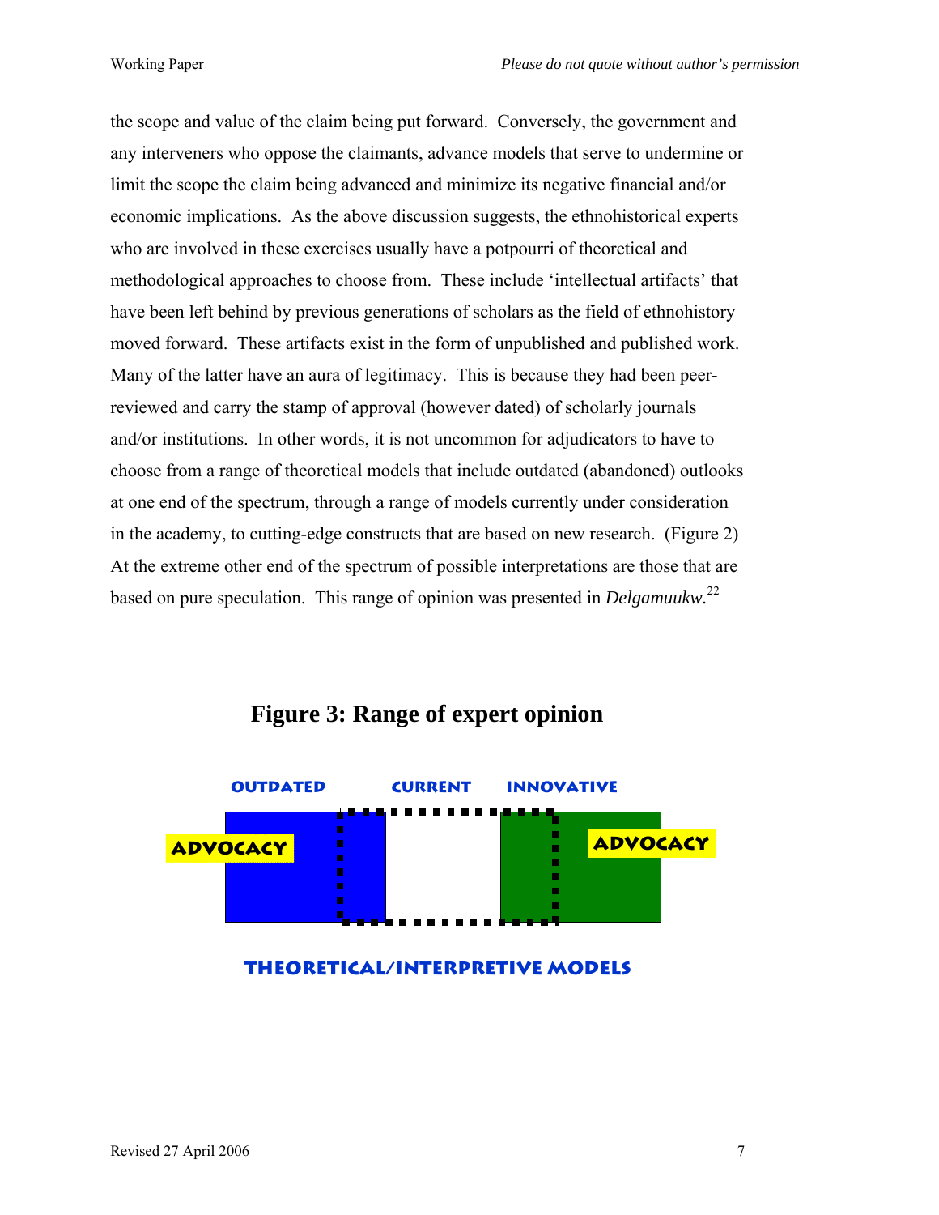the scope and value of the claim being put forward. Conversely, the government and any interveners who oppose the claimants, advance models that serve to undermine or limit the scope the claim being advanced and minimize its negative financial and/or economic implications. As the above discussion suggests, the ethnohistorical experts who are involved in these exercises usually have a potpourri of theoretical and methodological approaches to choose from. These include 'intellectual artifacts' that have been left behind by previous generations of scholars as the field of ethnohistory moved forward. These artifacts exist in the form of unpublished and published work. Many of the latter have an aura of legitimacy. This is because they had been peer-reviewed and carry the stamp of approval (however dated) of scholarly journals and/or institutions. In other words, it is not uncommon for adjudicators to have to choose from a range of theoretical models that include outdated (abandoned) outlooks at one end of the spectrum, through a range of models currently under consideration in the academy, to cutting-edge constructs that are based on new research. (Figure 2) At the extreme other end of the spectrum of possible interpretations are those that are based on pure speculation. This range of opinion was presented in *Delgamuukw.*[22]

## Figure 3: Range of expert opinion

OUTDATED    CURRENT    INNOVATIVE

ADVOCACY    ADVOCACY

THEORETICAL/INTERPRETIVE MODELS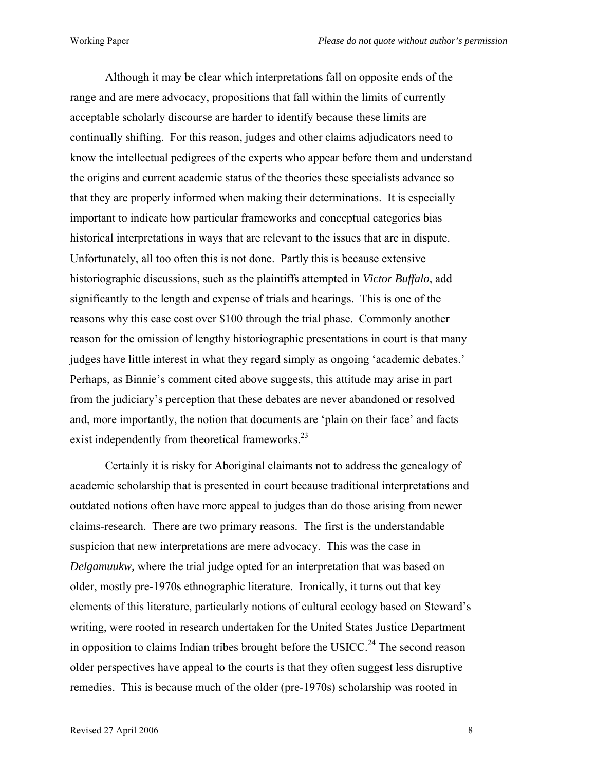Although it may be clear which interpretations fall on opposite ends of the range and are mere advocacy, propositions that fall within the limits of currently acceptable scholarly discourse are harder to identify because these limits are continually shifting. For this reason, judges and other claims adjudicators need to know the intellectual pedigrees of the experts who appear before them and understand the origins and current academic status of the theories these specialists advance so that they are properly informed when making their determinations. It is especially important to indicate how particular frameworks and conceptual categories bias historical interpretations in ways that are relevant to the issues that are in dispute. Unfortunately, all too often this is not done. Partly this is because extensive historiographic discussions, such as the plaintiffs attempted in *Victor Buffalo*, add significantly to the length and expense of trials and hearings. This is one of the reasons why this case cost over $100 through the trial phase. Commonly another reason for the omission of lengthy historiographic presentations in court is that many judges have little interest in what they regard simply as ongoing 'academic debates.' Perhaps, as Binnie's comment cited above suggests, this attitude may arise in part from the judiciary's perception that these debates are never abandoned or resolved and, more importantly, the notion that documents are 'plain on their face' and facts exist independently from theoretical frameworks.[23]

Certainly it is risky for Aboriginal claimants not to address the genealogy of academic scholarship that is presented in court because traditional interpretations and outdated notions often have more appeal to judges than do those arising from newer claims-research. There are two primary reasons. The first is the understandable suspicion that new interpretations are mere advocacy. This was the case in *Delgamuukw,* where the trial judge opted for an interpretation that was based on older, mostly pre-1970s ethnographic literature. Ironically, it turns out that key elements of this literature, particularly notions of cultural ecology based on Steward's writing, were rooted in research undertaken for the United States Justice Department in opposition to claims Indian tribes brought before the USICC.[24] The second reason older perspectives have appeal to the courts is that they often suggest less disruptive remedies. This is because much of the older (pre-1970s) scholarship was rooted in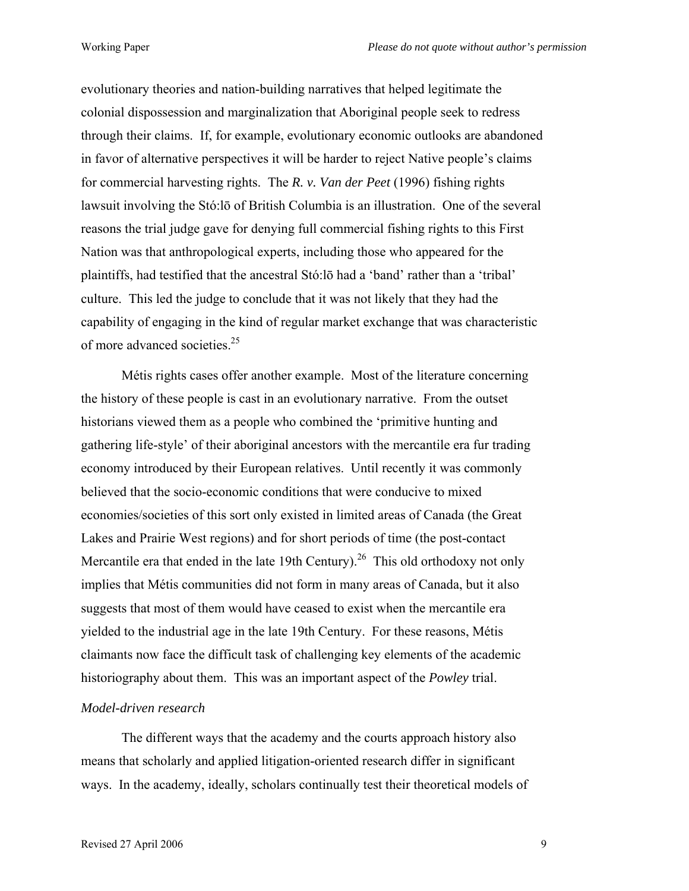evolutionary theories and nation-building narratives that helped legitimate the colonial dispossession and marginalization that Aboriginal people seek to redress through their claims. If, for example, evolutionary economic outlooks are abandoned in favor of alternative perspectives it will be harder to reject Native people's claims for commercial harvesting rights. The ***R. v. Van der Peet*** (1996) fishing rights lawsuit involving the Stó:lō of British Columbia is an illustration. One of the several reasons the trial judge gave for denying full commercial fishing rights to this First Nation was that anthropological experts, including those who appeared for the plaintiffs, had testified that the ancestral Stó:lō had a 'band' rather than a 'tribal' culture. This led the judge to conclude that it was not likely that they had the capability of engaging in the kind of regular market exchange that was characteristic of more advanced societies.[25]

Métis rights cases offer another example. Most of the literature concerning the history of these people is cast in an evolutionary narrative. From the outset historians viewed them as a people who combined the 'primitive hunting and gathering life-style' of their aboriginal ancestors with the mercantile era fur trading economy introduced by their European relatives. Until recently it was commonly believed that the socio-economic conditions that were conducive to mixed economies/societies of this sort only existed in limited areas of Canada (the Great Lakes and Prairie West regions) and for short periods of time (the post-contact Mercantile era that ended in the late 19th Century).[26] This old orthodoxy not only implies that Métis communities did not form in many areas of Canada, but it also suggests that most of them would have ceased to exist when the mercantile era yielded to the industrial age in the late 19th Century. For these reasons, Métis claimants now face the difficult task of challenging key elements of the academic historiography about them. This was an important aspect of the *Powley* trial.

*Model-driven research*

The different ways that the academy and the courts approach history also means that scholarly and applied litigation-oriented research differ in significant ways. In the academy, ideally, scholars continually test their theoretical models of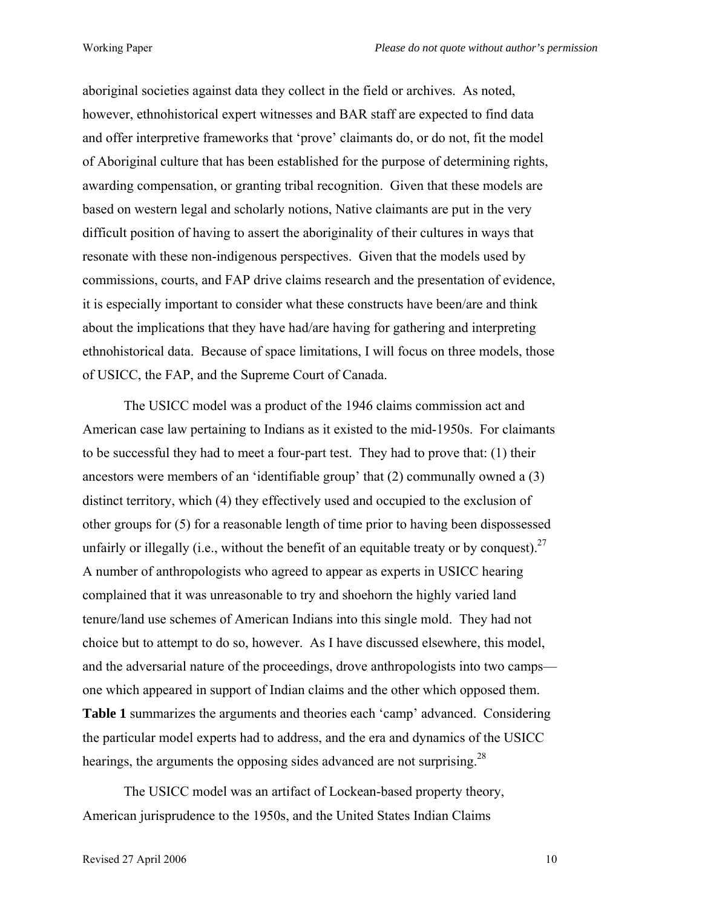aboriginal societies against data they collect in the field or archives. As noted, however, ethnohistorical expert witnesses and BAR staff are expected to find data and offer interpretive frameworks that 'prove' claimants do, or do not, fit the model of Aboriginal culture that has been established for the purpose of determining rights, awarding compensation, or granting tribal recognition. Given that these models are based on western legal and scholarly notions, Native claimants are put in the very difficult position of having to assert the aboriginality of their cultures in ways that resonate with these non-indigenous perspectives. Given that the models used by commissions, courts, and FAP drive claims research and the presentation of evidence, it is especially important to consider what these constructs have been/are and think about the implications that they have had/are having for gathering and interpreting ethnohistorical data. Because of space limitations, I will focus on three models, those of USICC, the FAP, and the Supreme Court of Canada.

The USICC model was a product of the 1946 claims commission act and American case law pertaining to Indians as it existed to the mid-1950s. For claimants to be successful they had to meet a four-part test. They had to prove that: (1) their ancestors were members of an 'identifiable group' that (2) communally owned a (3) distinct territory, which (4) they effectively used and occupied to the exclusion of other groups for (5) for a reasonable length of time prior to having been dispossessed unfairly or illegally (i.e., without the benefit of an equitable treaty or by conquest).[27] A number of anthropologists who agreed to appear as experts in USICC hearing complained that it was unreasonable to try and shoehorn the highly varied land tenure/land use schemes of American Indians into this single mold. They had not choice but to attempt to do so, however. As I have discussed elsewhere, this model, and the adversarial nature of the proceedings, drove anthropologists into two camps—one which appeared in support of Indian claims and the other which opposed them. **Table 1** summarizes the arguments and theories each 'camp' advanced. Considering the particular model experts had to address, and the era and dynamics of the USICC hearings, the arguments the opposing sides advanced are not surprising.[28]

The USICC model was an artifact of Lockean-based property theory, American jurisprudence to the 1950s, and the United States Indian Claims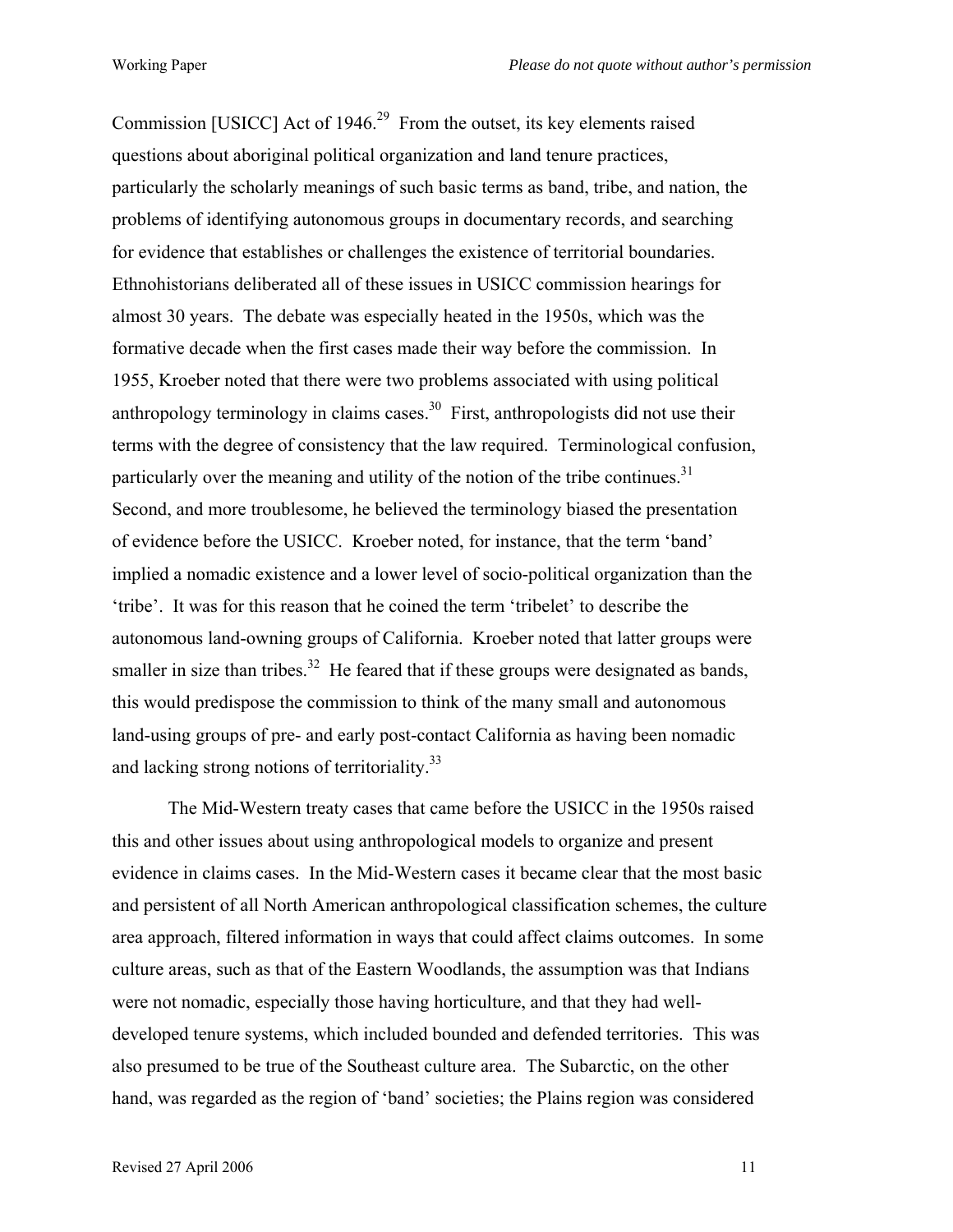Commission [USICC] Act of 1946.[29] From the outset, its key elements raised questions about aboriginal political organization and land tenure practices, particularly the scholarly meanings of such basic terms as band, tribe, and nation, the problems of identifying autonomous groups in documentary records, and searching for evidence that establishes or challenges the existence of territorial boundaries. Ethnohistorians deliberated all of these issues in USICC commission hearings for almost 30 years. The debate was especially heated in the 1950s, which was the formative decade when the first cases made their way before the commission. In 1955, Kroeber noted that there were two problems associated with using political anthropology terminology in claims cases.[30] First, anthropologists did not use their terms with the degree of consistency that the law required. Terminological confusion, particularly over the meaning and utility of the notion of the tribe continues.[31] Second, and more troublesome, he believed the terminology biased the presentation of evidence before the USICC. Kroeber noted, for instance, that the term 'band' implied a nomadic existence and a lower level of socio-political organization than the 'tribe'. It was for this reason that he coined the term 'tribelet' to describe the autonomous land-owning groups of California. Kroeber noted that latter groups were smaller in size than tribes.[32] He feared that if these groups were designated as bands, this would predispose the commission to think of the many small and autonomous land-using groups of pre- and early post-contact California as having been nomadic and lacking strong notions of territoriality.[33]

The Mid-Western treaty cases that came before the USICC in the 1950s raised this and other issues about using anthropological models to organize and present evidence in claims cases. In the Mid-Western cases it became clear that the most basic and persistent of all North American anthropological classification schemes, the culture area approach, filtered information in ways that could affect claims outcomes. In some culture areas, such as that of the Eastern Woodlands, the assumption was that Indians were not nomadic, especially those having horticulture, and that they had well-developed tenure systems, which included bounded and defended territories. This was also presumed to be true of the Southeast culture area. The Subarctic, on the other hand, was regarded as the region of 'band' societies; the Plains region was considered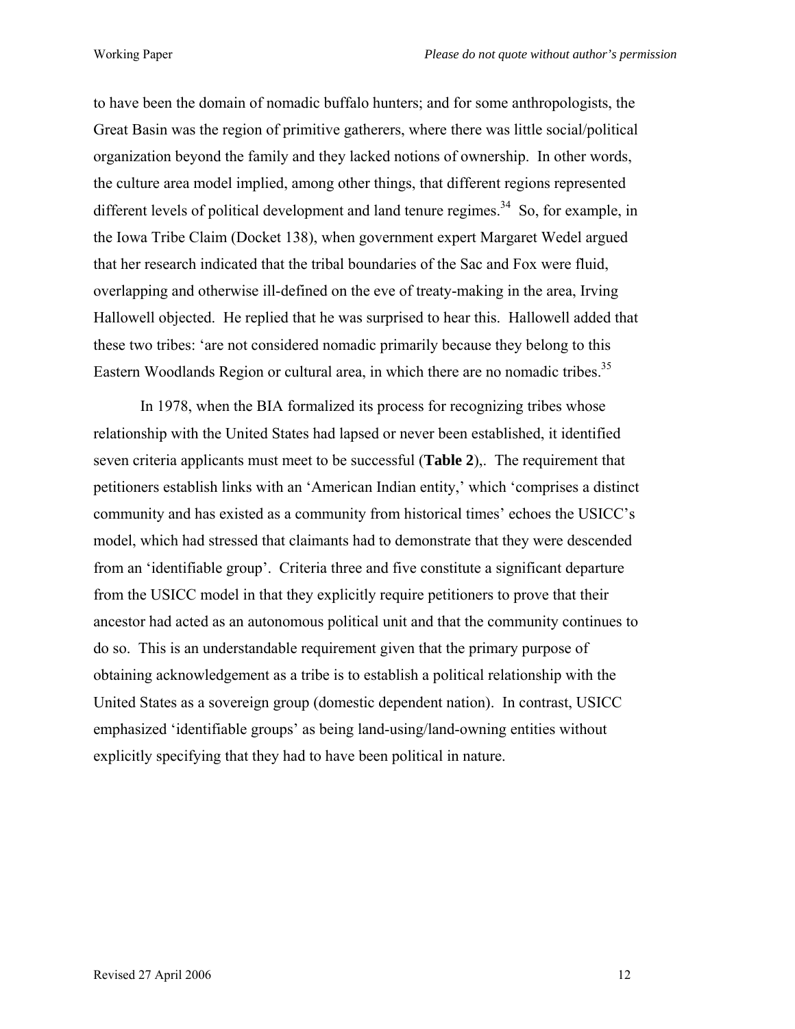to have been the domain of nomadic buffalo hunters; and for some anthropologists, the Great Basin was the region of primitive gatherers, where there was little social/political organization beyond the family and they lacked notions of ownership. In other words, the culture area model implied, among other things, that different regions represented different levels of political development and land tenure regimes.[34] So, for example, in the Iowa Tribe Claim (Docket 138), when government expert Margaret Wedel argued that her research indicated that the tribal boundaries of the Sac and Fox were fluid, overlapping and otherwise ill-defined on the eve of treaty-making in the area, Irving Hallowell objected. He replied that he was surprised to hear this. Hallowell added that these two tribes: 'are not considered nomadic primarily because they belong to this Eastern Woodlands Region or cultural area, in which there are no nomadic tribes.[35]

In 1978, when the BIA formalized its process for recognizing tribes whose relationship with the United States had lapsed or never been established, it identified seven criteria applicants must meet to be successful (**Table 2**),. The requirement that petitioners establish links with an 'American Indian entity,' which 'comprises a distinct community and has existed as a community from historical times' echoes the USICC's model, which had stressed that claimants had to demonstrate that they were descended from an 'identifiable group'. Criteria three and five constitute a significant departure from the USICC model in that they explicitly require petitioners to prove that their ancestor had acted as an autonomous political unit and that the community continues to do so. This is an understandable requirement given that the primary purpose of obtaining acknowledgement as a tribe is to establish a political relationship with the United States as a sovereign group (domestic dependent nation). In contrast, USICC emphasized 'identifiable groups' as being land-using/land-owning entities without explicitly specifying that they had to have been political in nature.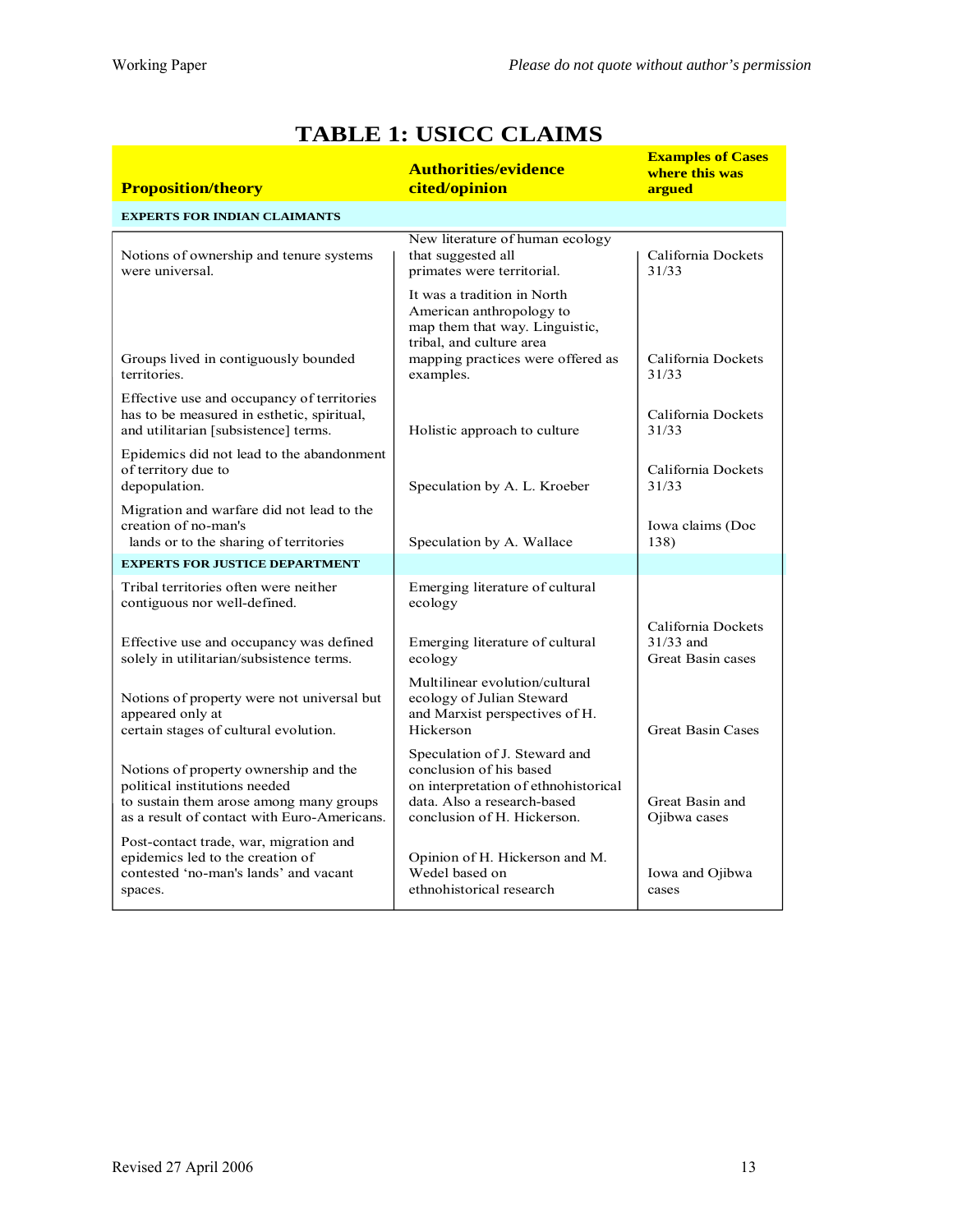# TABLE 1: USICC CLAIMS

| Proposition/theory | Authorities/evidence cited/opinion | Examples of Cases where this was argued |
|---|---|---|
| **EXPERTS FOR INDIAN CLAIMANTS** | | |
| Notions of ownership and tenure systems were universal. | New literature of human ecology that suggested all primates were territorial. | California Dockets 31/33 |
| Groups lived in contiguously bounded territories. | It was a tradition in North American anthropology to map them that way. Linguistic, tribal, and culture area mapping practices were offered as examples. | California Dockets 31/33 |
| Effective use and occupancy of territories has to be measured in esthetic, spiritual, and utilitarian [subsistence] terms. | Holistic approach to culture | California Dockets 31/33 |
| Epidemics did not lead to the abandonment of territory due to depopulation. | Speculation by A. L. Kroeber | California Dockets 31/33 |
| Migration and warfare did not lead to the creation of no-man's lands or to the sharing of territories | Speculation by A. Wallace | Iowa claims (Doc 138) |
| **EXPERTS FOR JUSTICE DEPARTMENT** | | |
| Tribal territories often were neither contiguous nor well-defined. | Emerging literature of cultural ecology | |
| Effective use and occupancy was defined solely in utilitarian/subsistence terms. | Emerging literature of cultural ecology | California Dockets 31/33 and Great Basin cases |
| Notions of property were not universal but appeared only at certain stages of cultural evolution. | Multilinear evolution/cultural ecology of Julian Steward and Marxist perspectives of H. Hickerson | Great Basin Cases |
| Notions of property ownership and the political institutions needed to sustain them arose among many groups as a result of contact with Euro-Americans. | Speculation of J. Steward and conclusion of his based on interpretation of ethnohistorical data. Also a research-based conclusion of H. Hickerson. | Great Basin and Ojibwa cases |
| Post-contact trade, war, migration and epidemics led to the creation of contested 'no-man's lands' and vacant spaces. | Opinion of H. Hickerson and M. Wedel based on ethnohistorical research | Iowa and Ojibwa cases |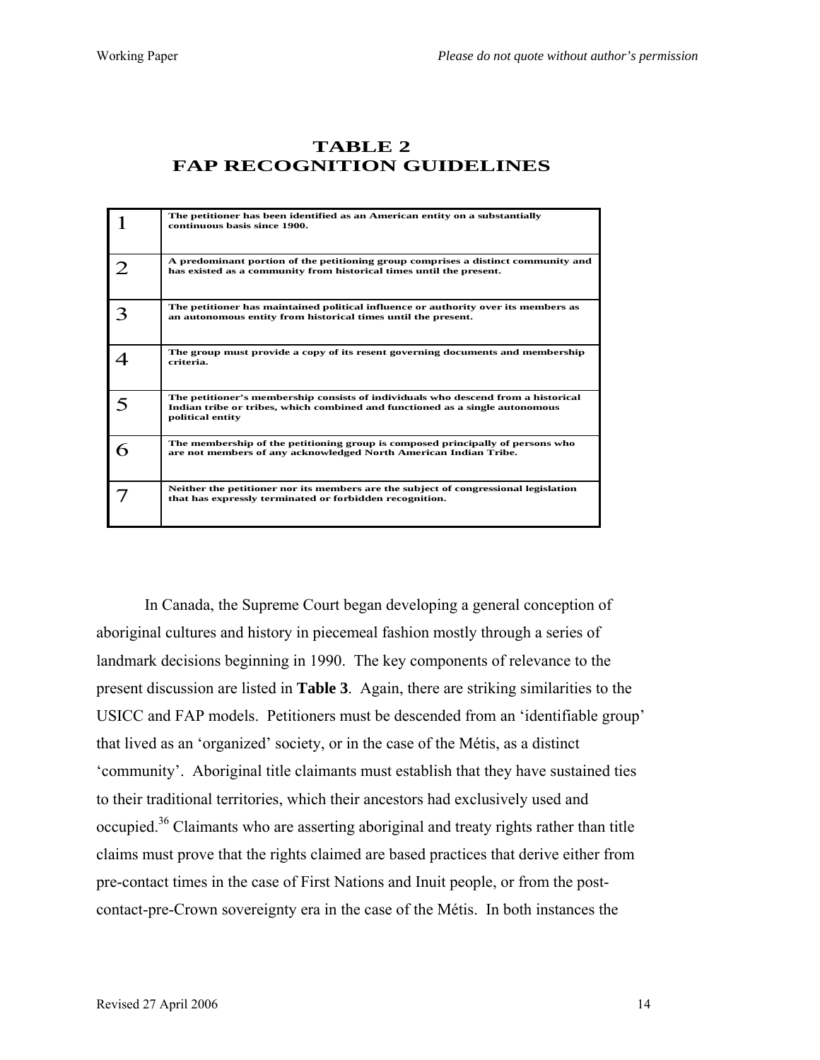## TABLE 2
## FAP RECOGNITION GUIDELINES

| | |
|---|---|
| 1 | **The petitioner has been identified as an American entity on a substantially continuous basis since 1900.** |
| 2 | **A predominant portion of the petitioning group comprises a distinct community and has existed as a community from historical times until the present.** |
| 3 | **The petitioner has maintained political influence or authority over its members as an autonomous entity from historical times until the present.** |
| 4 | **The group must provide a copy of its resent governing documents and membership criteria.** |
| 5 | **The petitioner's membership consists of individuals who descend from a historical Indian tribe or tribes, which combined and functioned as a single autonomous political entity** |
| 6 | **The membership of the petitioning group is composed principally of persons who are not members of any acknowledged North American Indian Tribe.** |
| 7 | **Neither the petitioner nor its members are the subject of congressional legislation that has expressly terminated or forbidden recognition.** |

In Canada, the Supreme Court began developing a general conception of aboriginal cultures and history in piecemeal fashion mostly through a series of landmark decisions beginning in 1990. The key components of relevance to the present discussion are listed in **Table 3**. Again, there are striking similarities to the USICC and FAP models. Petitioners must be descended from an 'identifiable group' that lived as an 'organized' society, or in the case of the Métis, as a distinct 'community'. Aboriginal title claimants must establish that they have sustained ties to their traditional territories, which their ancestors had exclusively used and occupied.[36] Claimants who are asserting aboriginal and treaty rights rather than title claims must prove that the rights claimed are based practices that derive either from pre-contact times in the case of First Nations and Inuit people, or from the post-contact-pre-Crown sovereignty era in the case of the Métis. In both instances the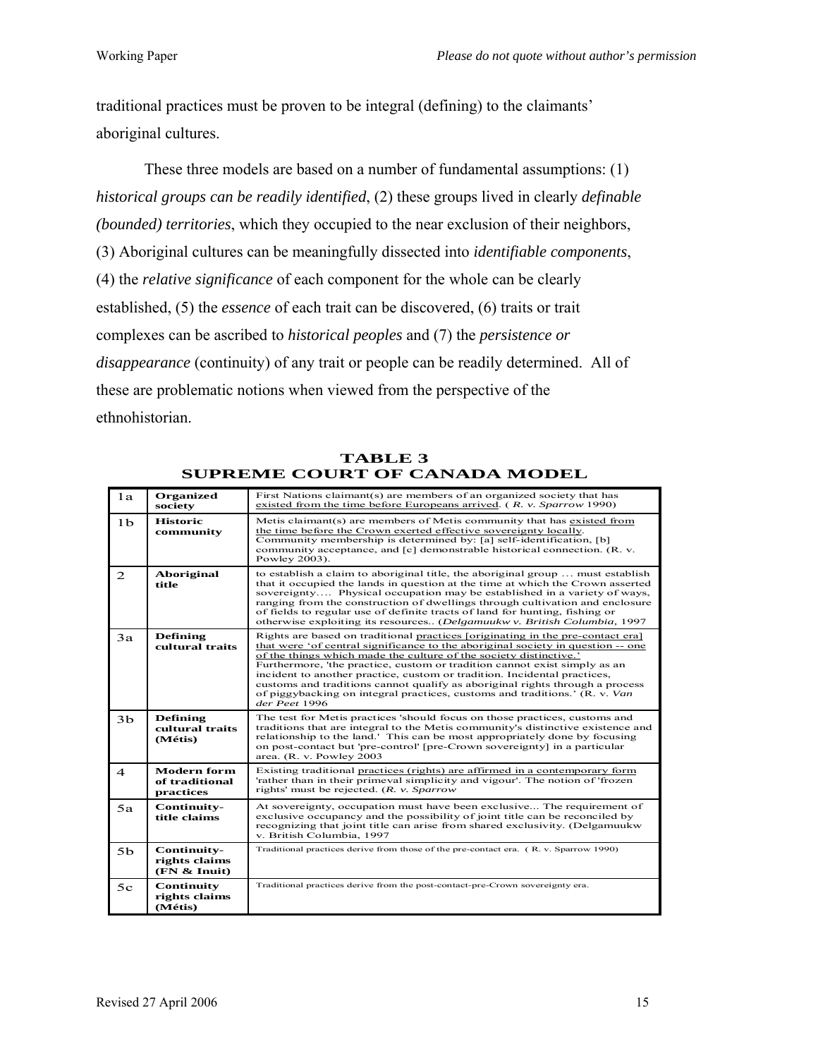traditional practices must be proven to be integral (defining) to the claimants' aboriginal cultures.

These three models are based on a number of fundamental assumptions: (1) *historical groups can be readily identified*, (2) these groups lived in clearly *definable (bounded) territories*, which they occupied to the near exclusion of their neighbors, (3) Aboriginal cultures can be meaningfully dissected into *identifiable components*, (4) the *relative significance* of each component for the whole can be clearly established, (5) the *essence* of each trait can be discovered, (6) traits or trait complexes can be ascribed to *historical peoples* and (7) the *persistence or disappearance* (continuity) of any trait or people can be readily determined. All of these are problematic notions when viewed from the perspective of the ethnohistorian.

**TABLE 3**
**SUPREME COURT OF CANADA MODEL**

| | | |
|---|---|---|
| 1a | **Organized society** | First Nations claimant(s) are members of an organized society that has existed from the time before Europeans arrived. ( *R. v. Sparrow* 1990) |
| 1b | **Historic community** | Metis claimant(s) are members of Metis community that has existed from the time before the Crown exerted effective sovereignty locally. Community membership is determined by: [a] self-identification, [b] community acceptance, and [c] demonstrable historical connection. (R. v. Powley 2003). |
| 2 | **Aboriginal title** | to establish a claim to aboriginal title, the aboriginal group … must establish that it occupied the lands in question at the time at which the Crown asserted sovereignty…. Physical occupation may be established in a variety of ways, ranging from the construction of dwellings through cultivation and enclosure of fields to regular use of definite tracts of land for hunting, fishing or otherwise exploiting its resources.. (*Delgamuukw v. British Columbia*, 1997 |
| 3a | **Defining cultural traits** | Rights are based on traditional practices [originating in the pre-contact era] that were 'of central significance to the aboriginal society in question -- one of the things which made the culture of the society distinctive.' Furthermore, 'the practice, custom or tradition cannot exist simply as an incident to another practice, custom or tradition. Incidental practices, customs and traditions cannot qualify as aboriginal rights through a process of piggybacking on integral practices, customs and traditions.' (R. v. *Van der Peet* 1996 |
| 3b | **Defining cultural traits (Métis)** | The test for Metis practices 'should focus on those practices, customs and traditions that are integral to the Metis community's distinctive existence and relationship to the land.' This can be most appropriately done by focusing on post-contact but 'pre-control' [pre-Crown sovereignty] in a particular area. (R. v. Powley 2003 |
| 4 | **Modern form of traditional practices** | Existing traditional practices (rights) are affirmed in a contemporary form 'rather than in their primeval simplicity and vigour'. The notion of 'frozen rights' must be rejected. (*R. v. Sparrow* |
| 5a | **Continuity-title claims** | At sovereignty, occupation must have been exclusive... The requirement of exclusive occupancy and the possibility of joint title can be reconciled by recognizing that joint title can arise from shared exclusivity. (Delgamuukw v. British Columbia, 1997 |
| 5b | **Continuity-rights claims (FN & Inuit)** | Traditional practices derive from those of the pre-contact era. ( R. v. Sparrow 1990) |
| 5c | **Continuity rights claims (Métis)** | Traditional practices derive from the post-contact-pre-Crown sovereignty era. |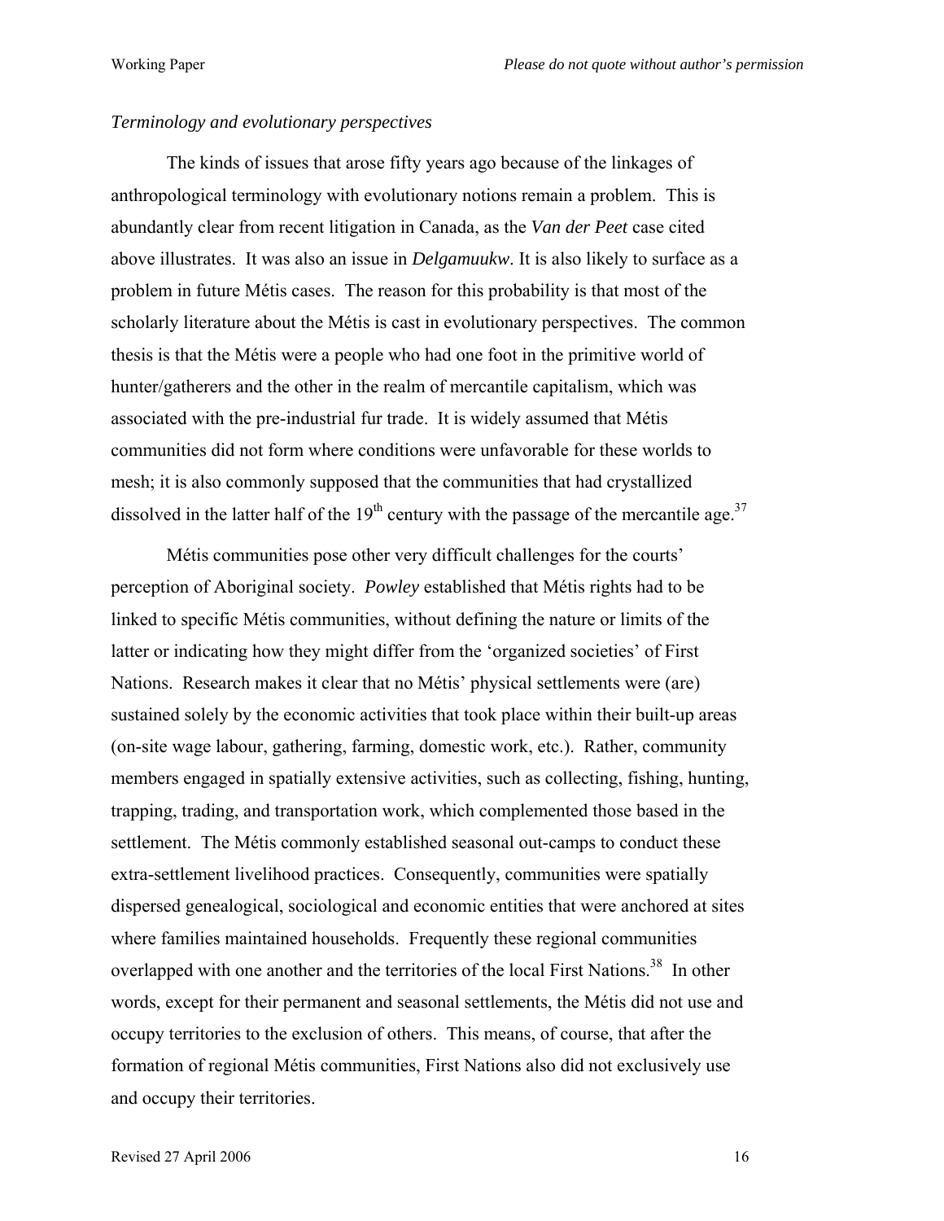*Terminology and evolutionary perspectives*

The kinds of issues that arose fifty years ago because of the linkages of anthropological terminology with evolutionary notions remain a problem. This is abundantly clear from recent litigation in Canada, as the *Van der Peet* case cited above illustrates. It was also an issue in *Delgamuukw*. It is also likely to surface as a problem in future Métis cases. The reason for this probability is that most of the scholarly literature about the Métis is cast in evolutionary perspectives. The common thesis is that the Métis were a people who had one foot in the primitive world of hunter/gatherers and the other in the realm of mercantile capitalism, which was associated with the pre-industrial fur trade. It is widely assumed that Métis communities did not form where conditions were unfavorable for these worlds to mesh; it is also commonly supposed that the communities that had crystallized dissolved in the latter half of the 19th century with the passage of the mercantile age.[37]

Métis communities pose other very difficult challenges for the courts' perception of Aboriginal society. *Powley* established that Métis rights had to be linked to specific Métis communities, without defining the nature or limits of the latter or indicating how they might differ from the 'organized societies' of First Nations. Research makes it clear that no Métis' physical settlements were (are) sustained solely by the economic activities that took place within their built-up areas (on-site wage labour, gathering, farming, domestic work, etc.). Rather, community members engaged in spatially extensive activities, such as collecting, fishing, hunting, trapping, trading, and transportation work, which complemented those based in the settlement. The Métis commonly established seasonal out-camps to conduct these extra-settlement livelihood practices. Consequently, communities were spatially dispersed genealogical, sociological and economic entities that were anchored at sites where families maintained households. Frequently these regional communities overlapped with one another and the territories of the local First Nations.[38] In other words, except for their permanent and seasonal settlements, the Métis did not use and occupy territories to the exclusion of others. This means, of course, that after the formation of regional Métis communities, First Nations also did not exclusively use and occupy their territories.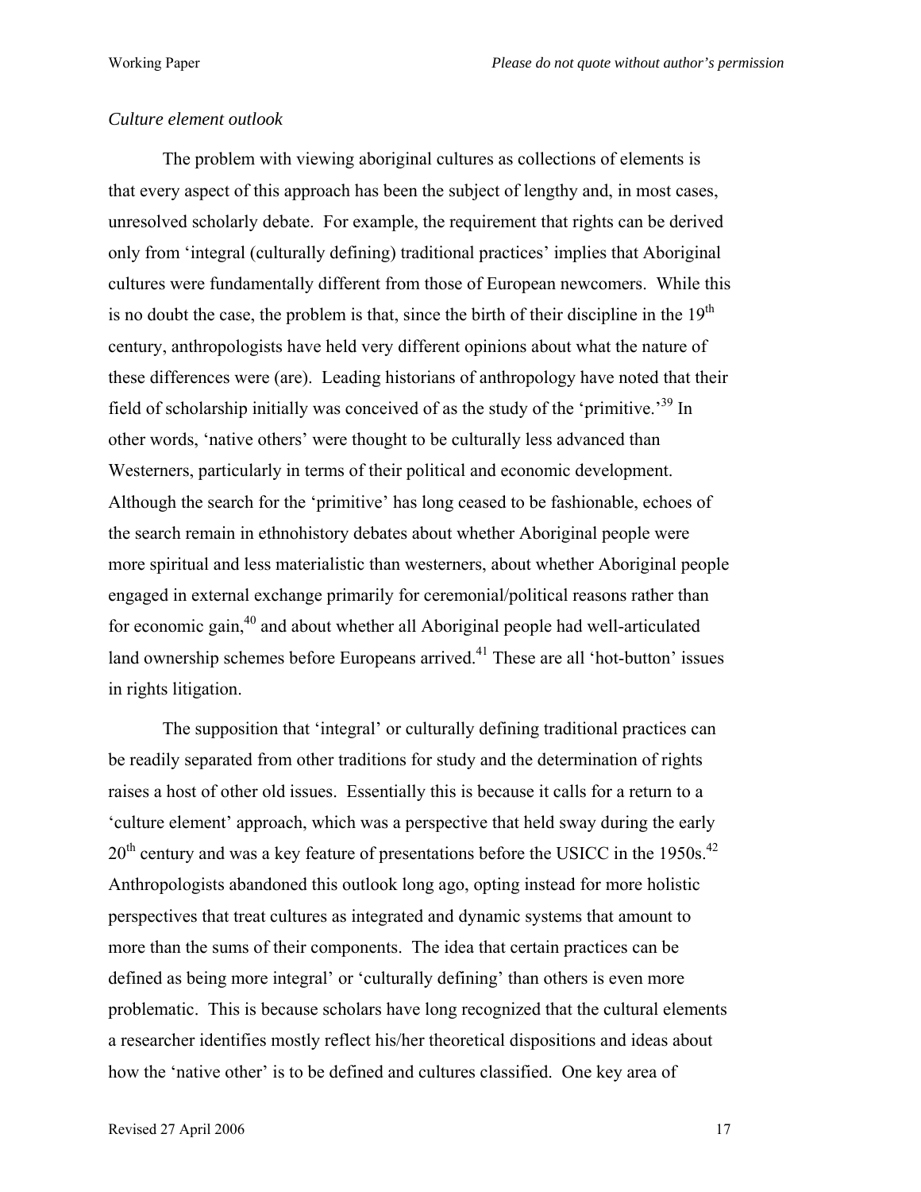*Culture element outlook*

The problem with viewing aboriginal cultures as collections of elements is that every aspect of this approach has been the subject of lengthy and, in most cases, unresolved scholarly debate. For example, the requirement that rights can be derived only from 'integral (culturally defining) traditional practices' implies that Aboriginal cultures were fundamentally different from those of European newcomers. While this is no doubt the case, the problem is that, since the birth of their discipline in the 19th century, anthropologists have held very different opinions about what the nature of these differences were (are). Leading historians of anthropology have noted that their field of scholarship initially was conceived of as the study of the 'primitive.'[39] In other words, 'native others' were thought to be culturally less advanced than Westerners, particularly in terms of their political and economic development. Although the search for the 'primitive' has long ceased to be fashionable, echoes of the search remain in ethnohistory debates about whether Aboriginal people were more spiritual and less materialistic than westerners, about whether Aboriginal people engaged in external exchange primarily for ceremonial/political reasons rather than for economic gain,[40] and about whether all Aboriginal people had well-articulated land ownership schemes before Europeans arrived.[41] These are all 'hot-button' issues in rights litigation.

The supposition that 'integral' or culturally defining traditional practices can be readily separated from other traditions for study and the determination of rights raises a host of other old issues. Essentially this is because it calls for a return to a 'culture element' approach, which was a perspective that held sway during the early 20th century and was a key feature of presentations before the USICC in the 1950s.[42] Anthropologists abandoned this outlook long ago, opting instead for more holistic perspectives that treat cultures as integrated and dynamic systems that amount to more than the sums of their components. The idea that certain practices can be defined as being more integral' or 'culturally defining' than others is even more problematic. This is because scholars have long recognized that the cultural elements a researcher identifies mostly reflect his/her theoretical dispositions and ideas about how the 'native other' is to be defined and cultures classified. One key area of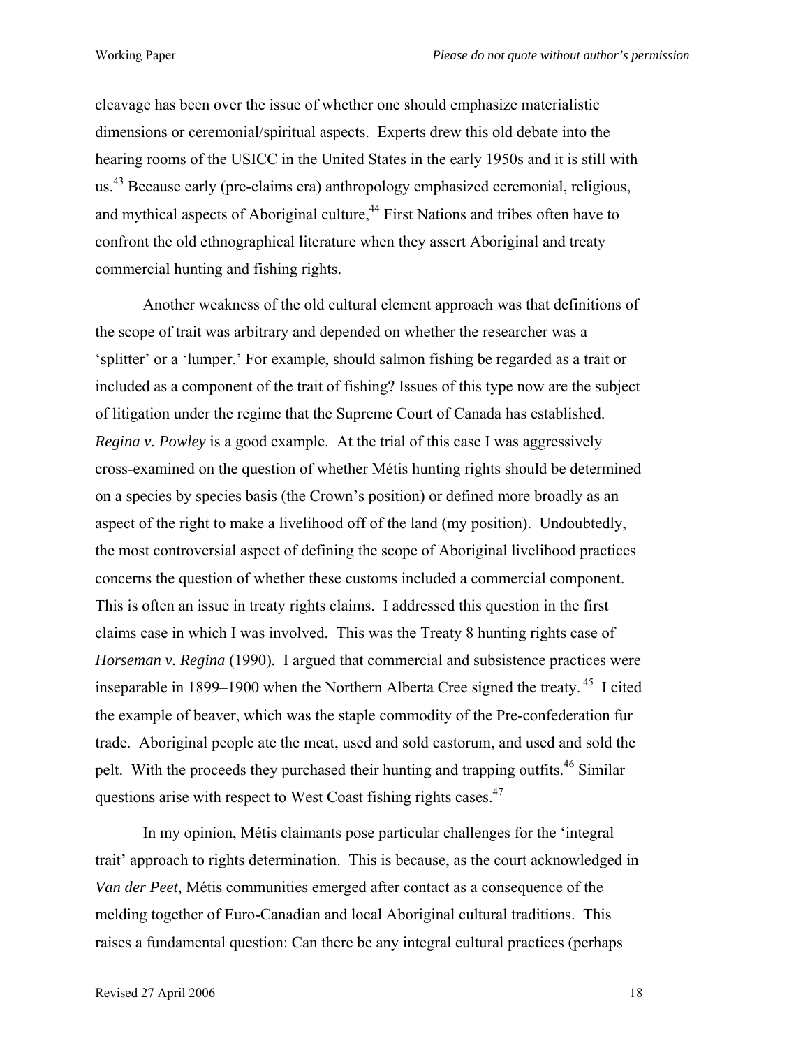cleavage has been over the issue of whether one should emphasize materialistic dimensions or ceremonial/spiritual aspects. Experts drew this old debate into the hearing rooms of the USICC in the United States in the early 1950s and it is still with us.[43] Because early (pre-claims era) anthropology emphasized ceremonial, religious, and mythical aspects of Aboriginal culture,[44] First Nations and tribes often have to confront the old ethnographical literature when they assert Aboriginal and treaty commercial hunting and fishing rights.

Another weakness of the old cultural element approach was that definitions of the scope of trait was arbitrary and depended on whether the researcher was a 'splitter' or a 'lumper.' For example, should salmon fishing be regarded as a trait or included as a component of the trait of fishing? Issues of this type now are the subject of litigation under the regime that the Supreme Court of Canada has established. *Regina v. Powley* is a good example. At the trial of this case I was aggressively cross-examined on the question of whether Métis hunting rights should be determined on a species by species basis (the Crown's position) or defined more broadly as an aspect of the right to make a livelihood off of the land (my position). Undoubtedly, the most controversial aspect of defining the scope of Aboriginal livelihood practices concerns the question of whether these customs included a commercial component. This is often an issue in treaty rights claims. I addressed this question in the first claims case in which I was involved. This was the Treaty 8 hunting rights case of *Horseman v. Regina* (1990). I argued that commercial and subsistence practices were inseparable in 1899–1900 when the Northern Alberta Cree signed the treaty.[45] I cited the example of beaver, which was the staple commodity of the Pre-confederation fur trade. Aboriginal people ate the meat, used and sold castorum, and used and sold the pelt. With the proceeds they purchased their hunting and trapping outfits.[46] Similar questions arise with respect to West Coast fishing rights cases.[47]

In my opinion, Métis claimants pose particular challenges for the 'integral trait' approach to rights determination. This is because, as the court acknowledged in *Van der Peet,* Métis communities emerged after contact as a consequence of the melding together of Euro-Canadian and local Aboriginal cultural traditions. This raises a fundamental question: Can there be any integral cultural practices (perhaps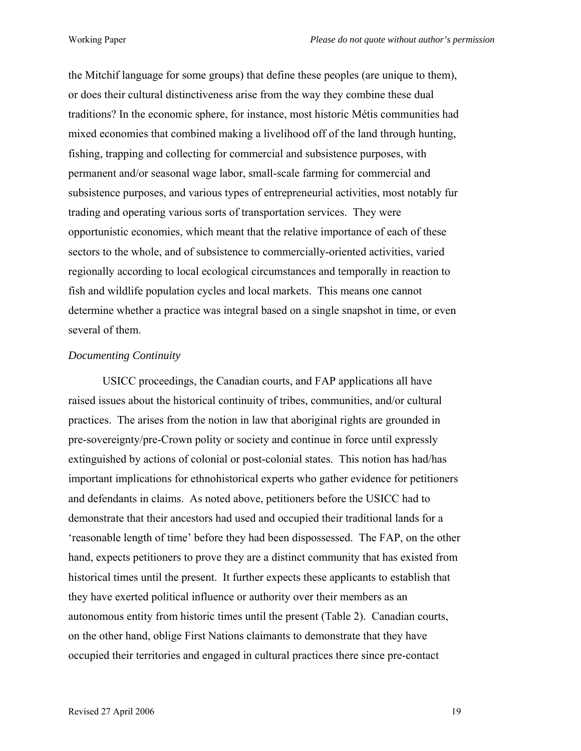the Mitchif language for some groups) that define these peoples (are unique to them), or does their cultural distinctiveness arise from the way they combine these dual traditions? In the economic sphere, for instance, most historic Métis communities had mixed economies that combined making a livelihood off of the land through hunting, fishing, trapping and collecting for commercial and subsistence purposes, with permanent and/or seasonal wage labor, small-scale farming for commercial and subsistence purposes, and various types of entrepreneurial activities, most notably fur trading and operating various sorts of transportation services. They were opportunistic economies, which meant that the relative importance of each of these sectors to the whole, and of subsistence to commercially-oriented activities, varied regionally according to local ecological circumstances and temporally in reaction to fish and wildlife population cycles and local markets. This means one cannot determine whether a practice was integral based on a single snapshot in time, or even several of them.

*Documenting Continuity*

USICC proceedings, the Canadian courts, and FAP applications all have raised issues about the historical continuity of tribes, communities, and/or cultural practices. The arises from the notion in law that aboriginal rights are grounded in pre-sovereignty/pre-Crown polity or society and continue in force until expressly extinguished by actions of colonial or post-colonial states. This notion has had/has important implications for ethnohistorical experts who gather evidence for petitioners and defendants in claims. As noted above, petitioners before the USICC had to demonstrate that their ancestors had used and occupied their traditional lands for a 'reasonable length of time' before they had been dispossessed. The FAP, on the other hand, expects petitioners to prove they are a distinct community that has existed from historical times until the present. It further expects these applicants to establish that they have exerted political influence or authority over their members as an autonomous entity from historic times until the present (Table 2). Canadian courts, on the other hand, oblige First Nations claimants to demonstrate that they have occupied their territories and engaged in cultural practices there since pre-contact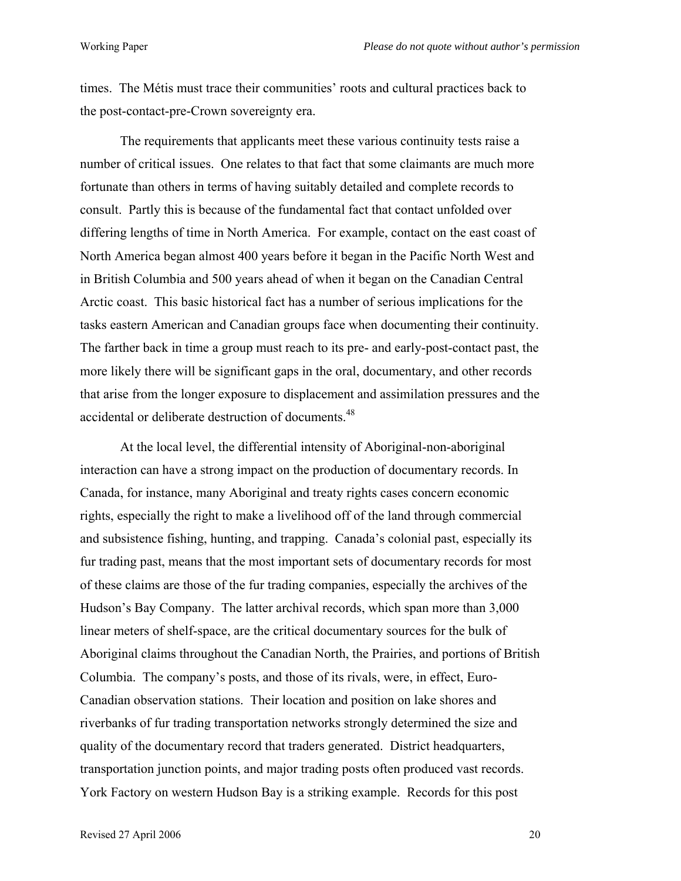times. The Métis must trace their communities' roots and cultural practices back to the post-contact-pre-Crown sovereignty era.

The requirements that applicants meet these various continuity tests raise a number of critical issues. One relates to that fact that some claimants are much more fortunate than others in terms of having suitably detailed and complete records to consult. Partly this is because of the fundamental fact that contact unfolded over differing lengths of time in North America. For example, contact on the east coast of North America began almost 400 years before it began in the Pacific North West and in British Columbia and 500 years ahead of when it began on the Canadian Central Arctic coast. This basic historical fact has a number of serious implications for the tasks eastern American and Canadian groups face when documenting their continuity. The farther back in time a group must reach to its pre- and early-post-contact past, the more likely there will be significant gaps in the oral, documentary, and other records that arise from the longer exposure to displacement and assimilation pressures and the accidental or deliberate destruction of documents.[48]

At the local level, the differential intensity of Aboriginal-non-aboriginal interaction can have a strong impact on the production of documentary records. In Canada, for instance, many Aboriginal and treaty rights cases concern economic rights, especially the right to make a livelihood off of the land through commercial and subsistence fishing, hunting, and trapping. Canada's colonial past, especially its fur trading past, means that the most important sets of documentary records for most of these claims are those of the fur trading companies, especially the archives of the Hudson's Bay Company. The latter archival records, which span more than 3,000 linear meters of shelf-space, are the critical documentary sources for the bulk of Aboriginal claims throughout the Canadian North, the Prairies, and portions of British Columbia. The company's posts, and those of its rivals, were, in effect, Euro-Canadian observation stations. Their location and position on lake shores and riverbanks of fur trading transportation networks strongly determined the size and quality of the documentary record that traders generated. District headquarters, transportation junction points, and major trading posts often produced vast records. York Factory on western Hudson Bay is a striking example. Records for this post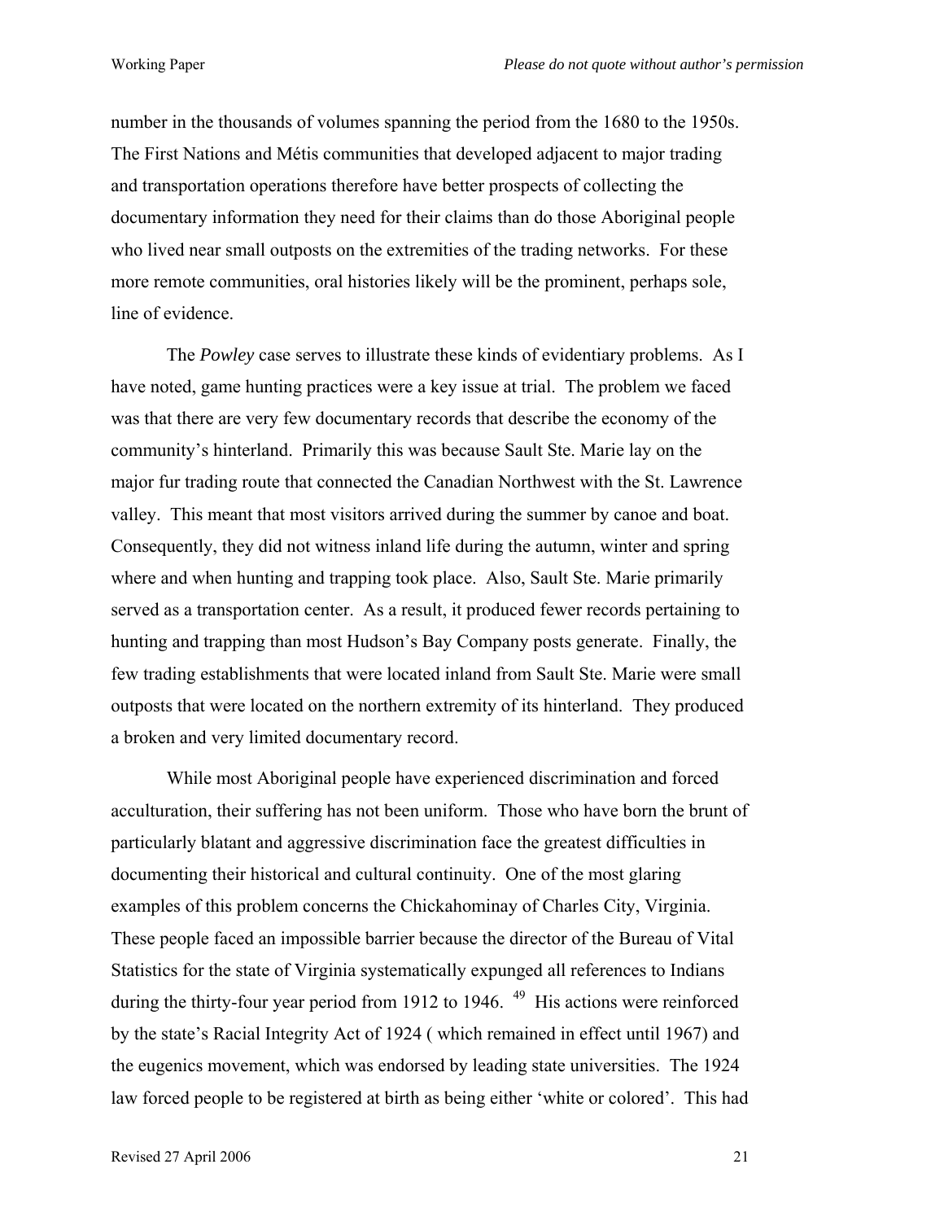number in the thousands of volumes spanning the period from the 1680 to the 1950s. The First Nations and Métis communities that developed adjacent to major trading and transportation operations therefore have better prospects of collecting the documentary information they need for their claims than do those Aboriginal people who lived near small outposts on the extremities of the trading networks. For these more remote communities, oral histories likely will be the prominent, perhaps sole, line of evidence.

The *Powley* case serves to illustrate these kinds of evidentiary problems. As I have noted, game hunting practices were a key issue at trial. The problem we faced was that there are very few documentary records that describe the economy of the community's hinterland. Primarily this was because Sault Ste. Marie lay on the major fur trading route that connected the Canadian Northwest with the St. Lawrence valley. This meant that most visitors arrived during the summer by canoe and boat. Consequently, they did not witness inland life during the autumn, winter and spring where and when hunting and trapping took place. Also, Sault Ste. Marie primarily served as a transportation center. As a result, it produced fewer records pertaining to hunting and trapping than most Hudson's Bay Company posts generate. Finally, the few trading establishments that were located inland from Sault Ste. Marie were small outposts that were located on the northern extremity of its hinterland. They produced a broken and very limited documentary record.

While most Aboriginal people have experienced discrimination and forced acculturation, their suffering has not been uniform. Those who have born the brunt of particularly blatant and aggressive discrimination face the greatest difficulties in documenting their historical and cultural continuity. One of the most glaring examples of this problem concerns the Chickahominay of Charles City, Virginia. These people faced an impossible barrier because the director of the Bureau of Vital Statistics for the state of Virginia systematically expunged all references to Indians during the thirty-four year period from 1912 to 1946. [49] His actions were reinforced by the state's Racial Integrity Act of 1924 ( which remained in effect until 1967) and the eugenics movement, which was endorsed by leading state universities. The 1924 law forced people to be registered at birth as being either 'white or colored'. This had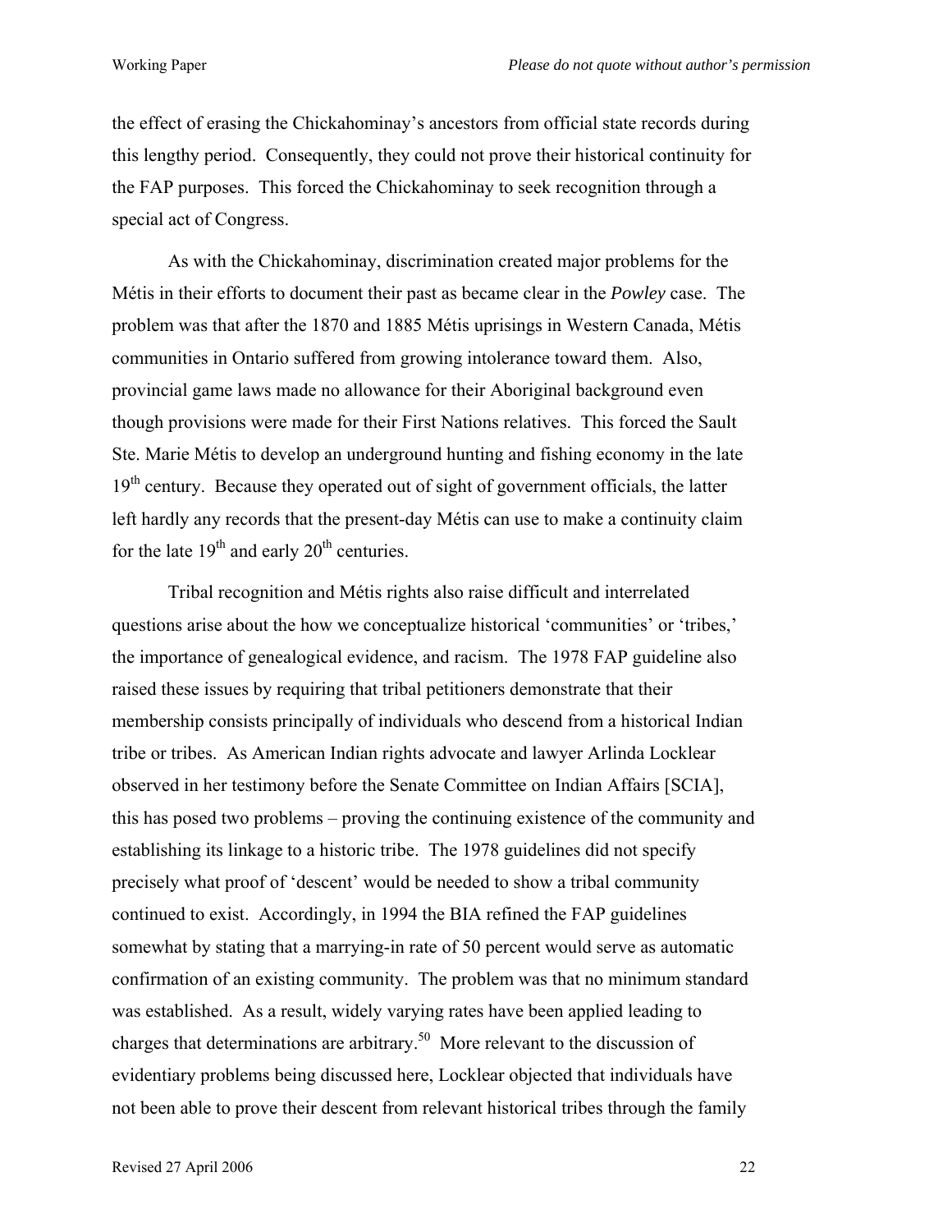the effect of erasing the Chickahominay's ancestors from official state records during this lengthy period. Consequently, they could not prove their historical continuity for the FAP purposes. This forced the Chickahominay to seek recognition through a special act of Congress.

As with the Chickahominay, discrimination created major problems for the Métis in their efforts to document their past as became clear in the *Powley* case. The problem was that after the 1870 and 1885 Métis uprisings in Western Canada, Métis communities in Ontario suffered from growing intolerance toward them. Also, provincial game laws made no allowance for their Aboriginal background even though provisions were made for their First Nations relatives. This forced the Sault Ste. Marie Métis to develop an underground hunting and fishing economy in the late 19th century. Because they operated out of sight of government officials, the latter left hardly any records that the present-day Métis can use to make a continuity claim for the late 19th and early 20th centuries.

Tribal recognition and Métis rights also raise difficult and interrelated questions arise about the how we conceptualize historical 'communities' or 'tribes,' the importance of genealogical evidence, and racism. The 1978 FAP guideline also raised these issues by requiring that tribal petitioners demonstrate that their membership consists principally of individuals who descend from a historical Indian tribe or tribes. As American Indian rights advocate and lawyer Arlinda Locklear observed in her testimony before the Senate Committee on Indian Affairs [SCIA], this has posed two problems – proving the continuing existence of the community and establishing its linkage to a historic tribe. The 1978 guidelines did not specify precisely what proof of 'descent' would be needed to show a tribal community continued to exist. Accordingly, in 1994 the BIA refined the FAP guidelines somewhat by stating that a marrying-in rate of 50 percent would serve as automatic confirmation of an existing community. The problem was that no minimum standard was established. As a result, widely varying rates have been applied leading to charges that determinations are arbitrary.[50] More relevant to the discussion of evidentiary problems being discussed here, Locklear objected that individuals have not been able to prove their descent from relevant historical tribes through the family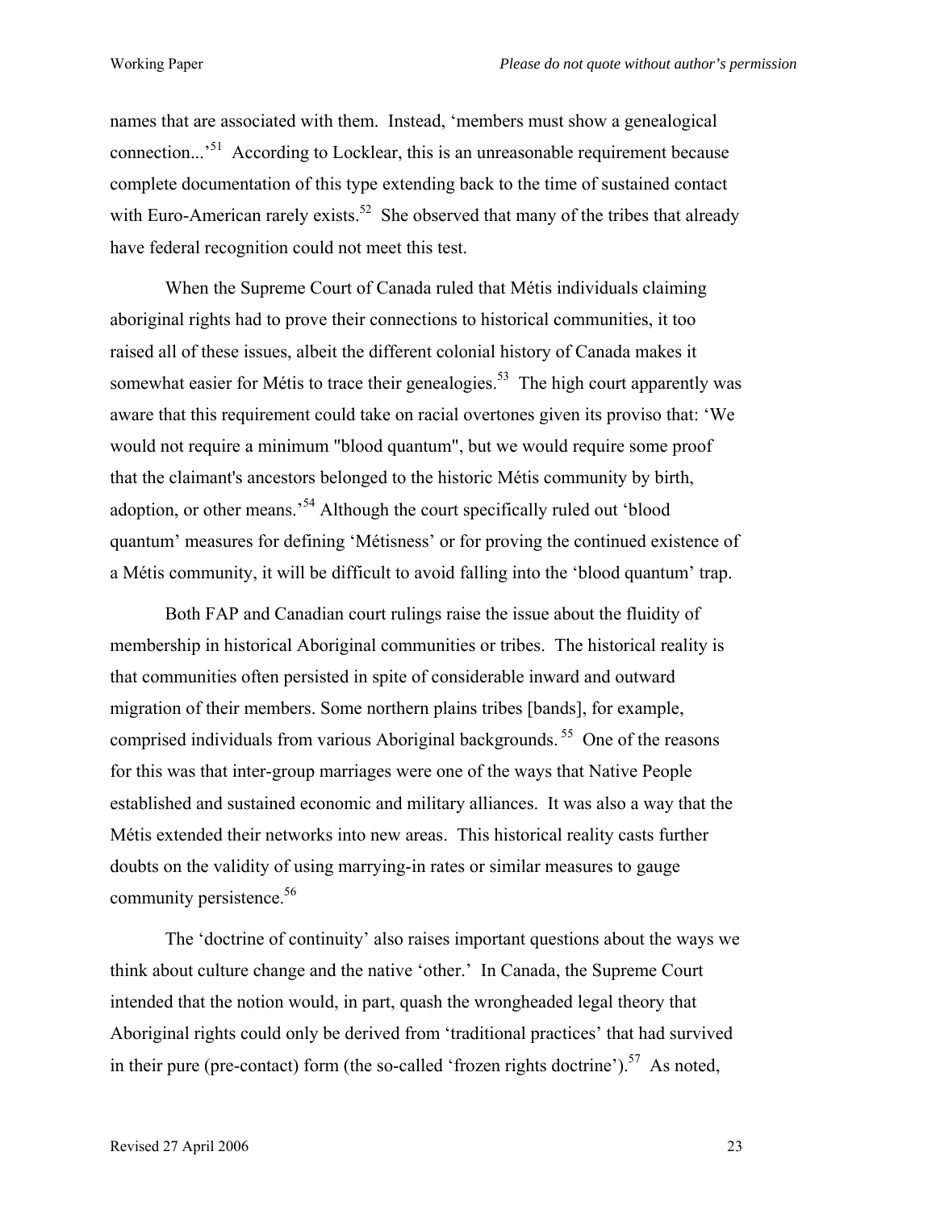names that are associated with them. Instead, 'members must show a genealogical connection...'[51] According to Locklear, this is an unreasonable requirement because complete documentation of this type extending back to the time of sustained contact with Euro-American rarely exists.[52] She observed that many of the tribes that already have federal recognition could not meet this test.

When the Supreme Court of Canada ruled that Métis individuals claiming aboriginal rights had to prove their connections to historical communities, it too raised all of these issues, albeit the different colonial history of Canada makes it somewhat easier for Métis to trace their genealogies.[53] The high court apparently was aware that this requirement could take on racial overtones given its proviso that: 'We would not require a minimum "blood quantum", but we would require some proof that the claimant's ancestors belonged to the historic Métis community by birth, adoption, or other means.'[54] Although the court specifically ruled out 'blood quantum' measures for defining 'Métisness' or for proving the continued existence of a Métis community, it will be difficult to avoid falling into the 'blood quantum' trap.

Both FAP and Canadian court rulings raise the issue about the fluidity of membership in historical Aboriginal communities or tribes. The historical reality is that communities often persisted in spite of considerable inward and outward migration of their members. Some northern plains tribes [bands], for example, comprised individuals from various Aboriginal backgrounds.[55] One of the reasons for this was that inter-group marriages were one of the ways that Native People established and sustained economic and military alliances. It was also a way that the Métis extended their networks into new areas. This historical reality casts further doubts on the validity of using marrying-in rates or similar measures to gauge community persistence.[56]

The 'doctrine of continuity' also raises important questions about the ways we think about culture change and the native 'other.' In Canada, the Supreme Court intended that the notion would, in part, quash the wrongheaded legal theory that Aboriginal rights could only be derived from 'traditional practices' that had survived in their pure (pre-contact) form (the so-called 'frozen rights doctrine').[57] As noted,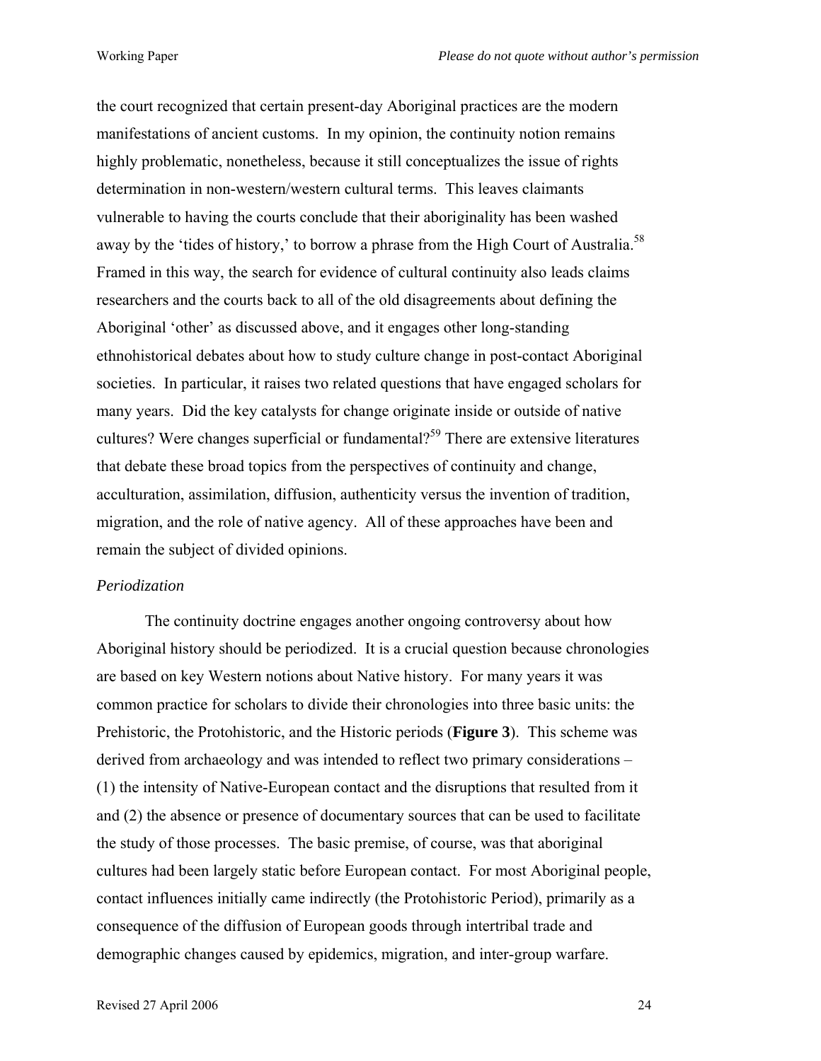the court recognized that certain present-day Aboriginal practices are the modern manifestations of ancient customs. In my opinion, the continuity notion remains highly problematic, nonetheless, because it still conceptualizes the issue of rights determination in non-western/western cultural terms. This leaves claimants vulnerable to having the courts conclude that their aboriginality has been washed away by the 'tides of history,' to borrow a phrase from the High Court of Australia.[58] Framed in this way, the search for evidence of cultural continuity also leads claims researchers and the courts back to all of the old disagreements about defining the Aboriginal 'other' as discussed above, and it engages other long-standing ethnohistorical debates about how to study culture change in post-contact Aboriginal societies. In particular, it raises two related questions that have engaged scholars for many years. Did the key catalysts for change originate inside or outside of native cultures? Were changes superficial or fundamental?[59] There are extensive literatures that debate these broad topics from the perspectives of continuity and change, acculturation, assimilation, diffusion, authenticity versus the invention of tradition, migration, and the role of native agency. All of these approaches have been and remain the subject of divided opinions.

*Periodization*

The continuity doctrine engages another ongoing controversy about how Aboriginal history should be periodized. It is a crucial question because chronologies are based on key Western notions about Native history. For many years it was common practice for scholars to divide their chronologies into three basic units: the Prehistoric, the Protohistoric, and the Historic periods (**Figure 3**). This scheme was derived from archaeology and was intended to reflect two primary considerations – (1) the intensity of Native-European contact and the disruptions that resulted from it and (2) the absence or presence of documentary sources that can be used to facilitate the study of those processes. The basic premise, of course, was that aboriginal cultures had been largely static before European contact. For most Aboriginal people, contact influences initially came indirectly (the Protohistoric Period), primarily as a consequence of the diffusion of European goods through intertribal trade and demographic changes caused by epidemics, migration, and inter-group warfare.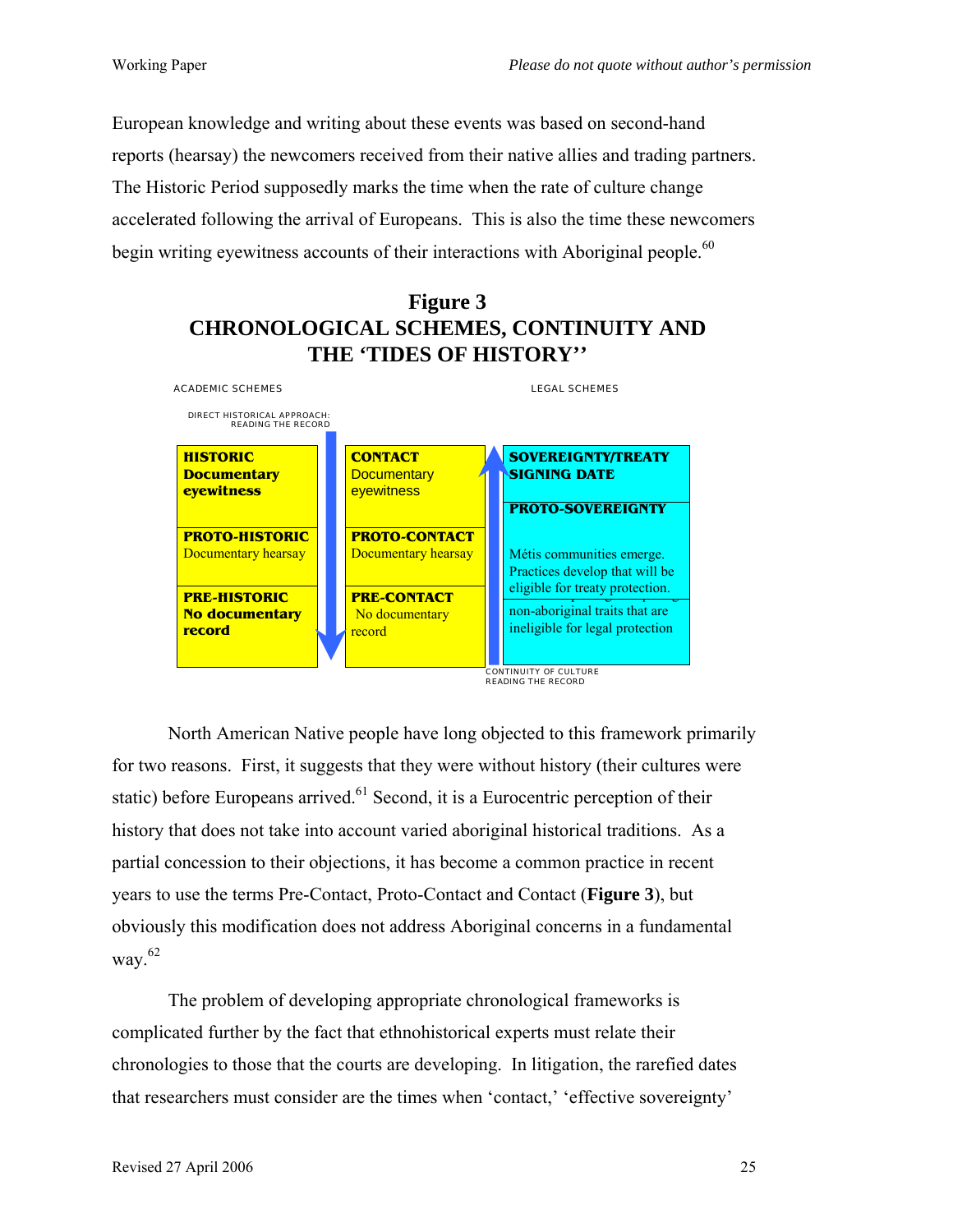European knowledge and writing about these events was based on second-hand reports (hearsay) the newcomers received from their native allies and trading partners. The Historic Period supposedly marks the time when the rate of culture change accelerated following the arrival of Europeans. This is also the time these newcomers begin writing eyewitness accounts of their interactions with Aboriginal people.[60]

**Figure 3**
**CHRONOLOGICAL SCHEMES, CONTINUITY AND THE 'TIDES OF HISTORY''**

ACADEMIC SCHEMES | LEGAL SCHEMES

DIRECT HISTORICAL APPROACH: READING THE RECORD

| | | |
|---|---|---|
| **HISTORIC** **Documentary eyewitness** | **CONTACT** Documentary eyewitness | **SOVEREIGNTY/TREATY SIGNING DATE** |
| **PROTO-HISTORIC** Documentary hearsay | **PROTO-CONTACT** Documentary hearsay | **PROTO-SOVEREIGNTY** Métis communities emerge. Practices develop that will be eligible for treaty protection. |
| **PRE-HISTORIC** **No documentary record** | **PRE-CONTACT** No documentary record | non-aboriginal traits that are ineligible for legal protection |

CONTINUITY OF CULTURE READING THE RECORD

North American Native people have long objected to this framework primarily for two reasons. First, it suggests that they were without history (their cultures were static) before Europeans arrived.[61] Second, it is a Eurocentric perception of their history that does not take into account varied aboriginal historical traditions. As a partial concession to their objections, it has become a common practice in recent years to use the terms Pre-Contact, Proto-Contact and Contact (**Figure 3**), but obviously this modification does not address Aboriginal concerns in a fundamental way.[62]

The problem of developing appropriate chronological frameworks is complicated further by the fact that ethnohistorical experts must relate their chronologies to those that the courts are developing. In litigation, the rarefied dates that researchers must consider are the times when 'contact,' 'effective sovereignty'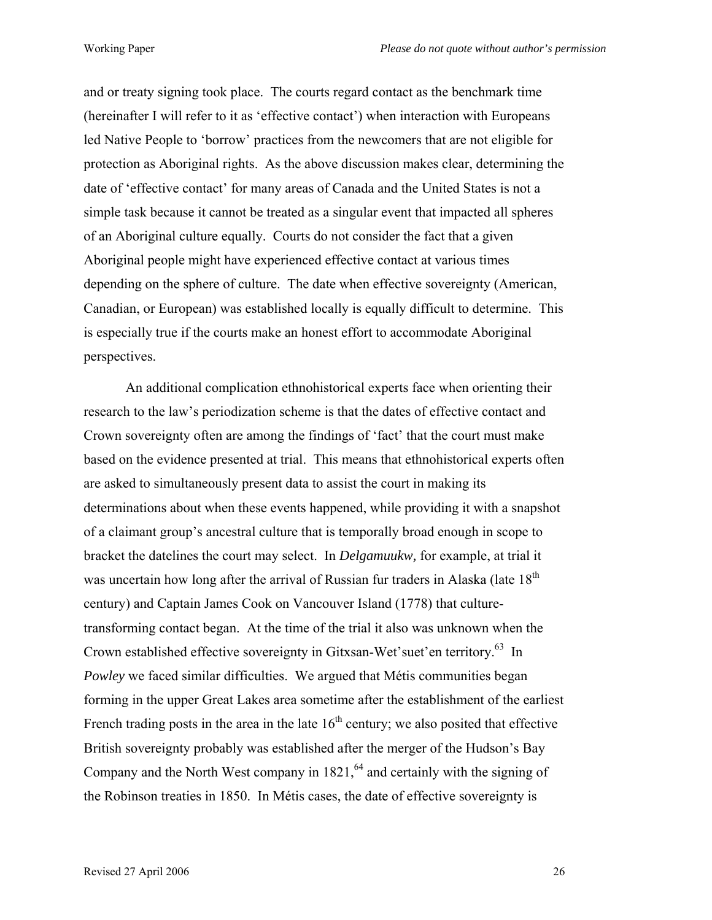and or treaty signing took place. The courts regard contact as the benchmark time (hereinafter I will refer to it as 'effective contact') when interaction with Europeans led Native People to 'borrow' practices from the newcomers that are not eligible for protection as Aboriginal rights. As the above discussion makes clear, determining the date of 'effective contact' for many areas of Canada and the United States is not a simple task because it cannot be treated as a singular event that impacted all spheres of an Aboriginal culture equally. Courts do not consider the fact that a given Aboriginal people might have experienced effective contact at various times depending on the sphere of culture. The date when effective sovereignty (American, Canadian, or European) was established locally is equally difficult to determine. This is especially true if the courts make an honest effort to accommodate Aboriginal perspectives.

An additional complication ethnohistorical experts face when orienting their research to the law's periodization scheme is that the dates of effective contact and Crown sovereignty often are among the findings of 'fact' that the court must make based on the evidence presented at trial. This means that ethnohistorical experts often are asked to simultaneously present data to assist the court in making its determinations about when these events happened, while providing it with a snapshot of a claimant group's ancestral culture that is temporally broad enough in scope to bracket the datelines the court may select. In *Delgamuukw,* for example, at trial it was uncertain how long after the arrival of Russian fur traders in Alaska (late 18th century) and Captain James Cook on Vancouver Island (1778) that culture-transforming contact began. At the time of the trial it also was unknown when the Crown established effective sovereignty in Gitxsan-Wet'suet'en territory.[63] In *Powley* we faced similar difficulties. We argued that Métis communities began forming in the upper Great Lakes area sometime after the establishment of the earliest French trading posts in the area in the late 16th century; we also posited that effective British sovereignty probably was established after the merger of the Hudson's Bay Company and the North West company in 1821,[64] and certainly with the signing of the Robinson treaties in 1850. In Métis cases, the date of effective sovereignty is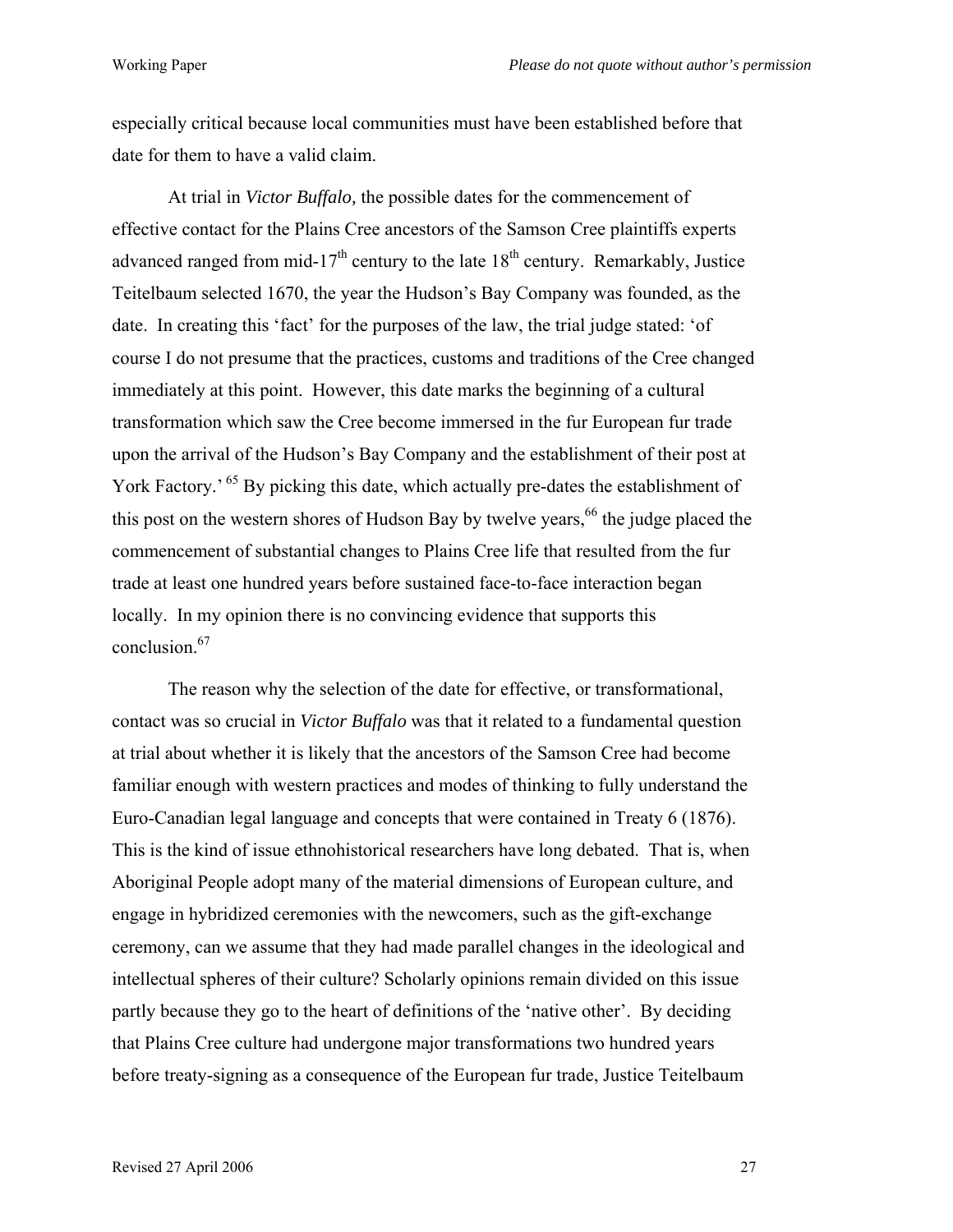especially critical because local communities must have been established before that date for them to have a valid claim.

At trial in *Victor Buffalo,* the possible dates for the commencement of effective contact for the Plains Cree ancestors of the Samson Cree plaintiffs experts advanced ranged from mid-17th century to the late 18th century. Remarkably, Justice Teitelbaum selected 1670, the year the Hudson's Bay Company was founded, as the date. In creating this 'fact' for the purposes of the law, the trial judge stated: 'of course I do not presume that the practices, customs and traditions of the Cree changed immediately at this point. However, this date marks the beginning of a cultural transformation which saw the Cree become immersed in the fur European fur trade upon the arrival of the Hudson's Bay Company and the establishment of their post at York Factory.' [65] By picking this date, which actually pre-dates the establishment of this post on the western shores of Hudson Bay by twelve years,[66] the judge placed the commencement of substantial changes to Plains Cree life that resulted from the fur trade at least one hundred years before sustained face-to-face interaction began locally. In my opinion there is no convincing evidence that supports this conclusion.[67]

The reason why the selection of the date for effective, or transformational, contact was so crucial in *Victor Buffalo* was that it related to a fundamental question at trial about whether it is likely that the ancestors of the Samson Cree had become familiar enough with western practices and modes of thinking to fully understand the Euro-Canadian legal language and concepts that were contained in Treaty 6 (1876). This is the kind of issue ethnohistorical researchers have long debated. That is, when Aboriginal People adopt many of the material dimensions of European culture, and engage in hybridized ceremonies with the newcomers, such as the gift-exchange ceremony, can we assume that they had made parallel changes in the ideological and intellectual spheres of their culture? Scholarly opinions remain divided on this issue partly because they go to the heart of definitions of the 'native other'. By deciding that Plains Cree culture had undergone major transformations two hundred years before treaty-signing as a consequence of the European fur trade, Justice Teitelbaum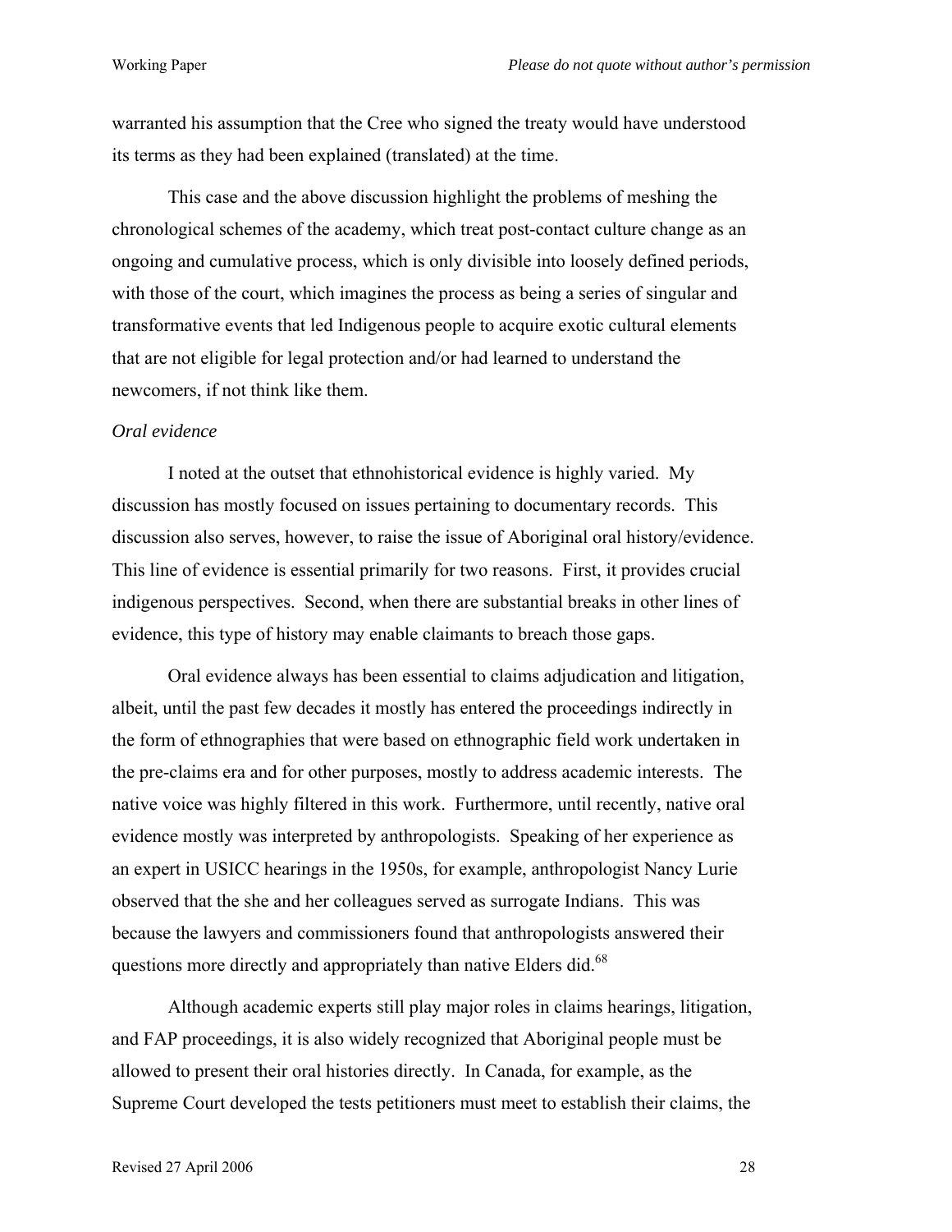warranted his assumption that the Cree who signed the treaty would have understood its terms as they had been explained (translated) at the time.

This case and the above discussion highlight the problems of meshing the chronological schemes of the academy, which treat post-contact culture change as an ongoing and cumulative process, which is only divisible into loosely defined periods, with those of the court, which imagines the process as being a series of singular and transformative events that led Indigenous people to acquire exotic cultural elements that are not eligible for legal protection and/or had learned to understand the newcomers, if not think like them.

*Oral evidence*

I noted at the outset that ethnohistorical evidence is highly varied. My discussion has mostly focused on issues pertaining to documentary records. This discussion also serves, however, to raise the issue of Aboriginal oral history/evidence. This line of evidence is essential primarily for two reasons. First, it provides crucial indigenous perspectives. Second, when there are substantial breaks in other lines of evidence, this type of history may enable claimants to breach those gaps.

Oral evidence always has been essential to claims adjudication and litigation, albeit, until the past few decades it mostly has entered the proceedings indirectly in the form of ethnographies that were based on ethnographic field work undertaken in the pre-claims era and for other purposes, mostly to address academic interests. The native voice was highly filtered in this work. Furthermore, until recently, native oral evidence mostly was interpreted by anthropologists. Speaking of her experience as an expert in USICC hearings in the 1950s, for example, anthropologist Nancy Lurie observed that the she and her colleagues served as surrogate Indians. This was because the lawyers and commissioners found that anthropologists answered their questions more directly and appropriately than native Elders did.[68]

Although academic experts still play major roles in claims hearings, litigation, and FAP proceedings, it is also widely recognized that Aboriginal people must be allowed to present their oral histories directly. In Canada, for example, as the Supreme Court developed the tests petitioners must meet to establish their claims, the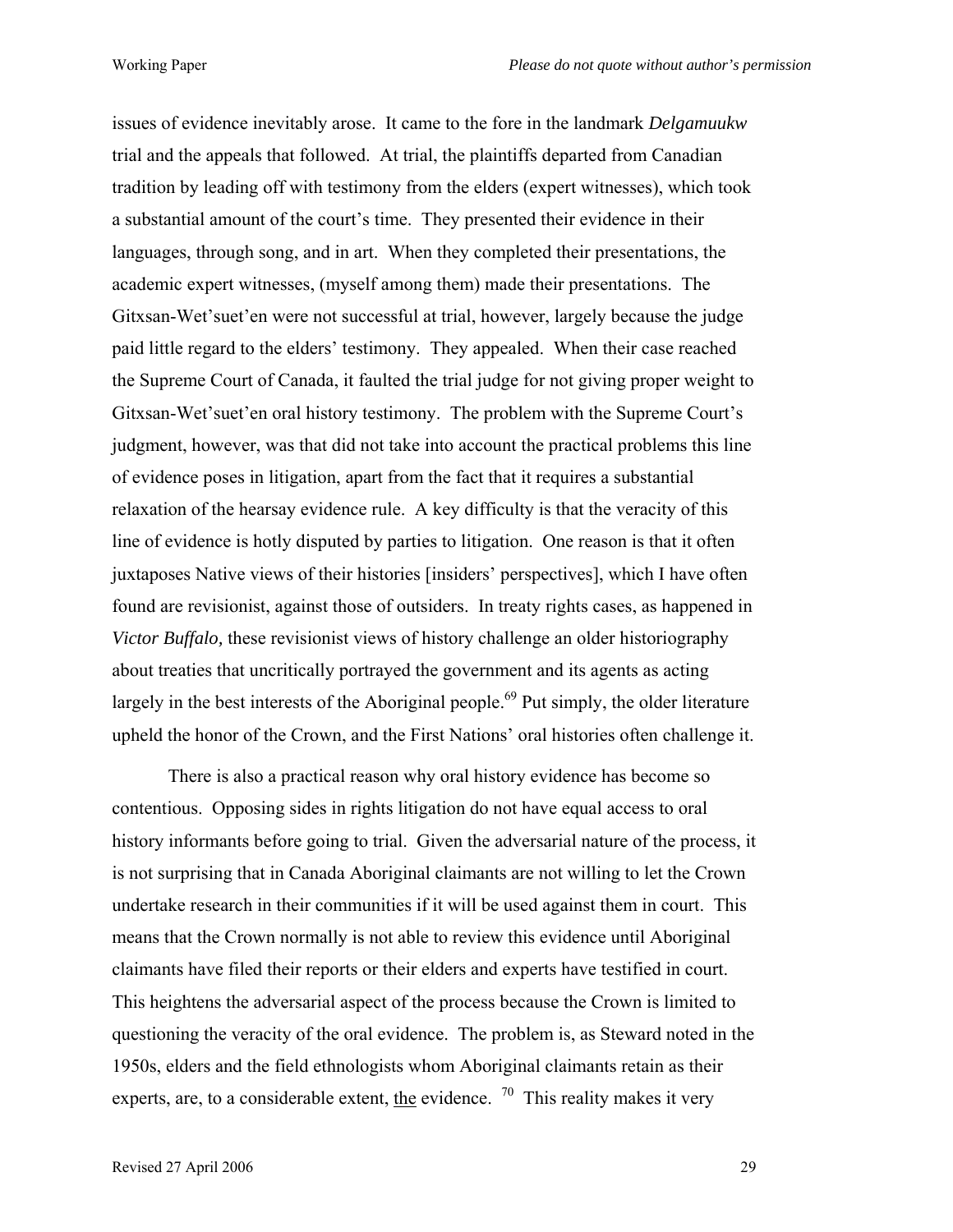issues of evidence inevitably arose. It came to the fore in the landmark *Delgamuukw* trial and the appeals that followed. At trial, the plaintiffs departed from Canadian tradition by leading off with testimony from the elders (expert witnesses), which took a substantial amount of the court's time. They presented their evidence in their languages, through song, and in art. When they completed their presentations, the academic expert witnesses, (myself among them) made their presentations. The Gitxsan-Wet'suet'en were not successful at trial, however, largely because the judge paid little regard to the elders' testimony. They appealed. When their case reached the Supreme Court of Canada, it faulted the trial judge for not giving proper weight to Gitxsan-Wet'suet'en oral history testimony. The problem with the Supreme Court's judgment, however, was that did not take into account the practical problems this line of evidence poses in litigation, apart from the fact that it requires a substantial relaxation of the hearsay evidence rule. A key difficulty is that the veracity of this line of evidence is hotly disputed by parties to litigation. One reason is that it often juxtaposes Native views of their histories [insiders' perspectives], which I have often found are revisionist, against those of outsiders. In treaty rights cases, as happened in *Victor Buffalo,* these revisionist views of history challenge an older historiography about treaties that uncritically portrayed the government and its agents as acting largely in the best interests of the Aboriginal people.[69] Put simply, the older literature upheld the honor of the Crown, and the First Nations' oral histories often challenge it.

There is also a practical reason why oral history evidence has become so contentious. Opposing sides in rights litigation do not have equal access to oral history informants before going to trial. Given the adversarial nature of the process, it is not surprising that in Canada Aboriginal claimants are not willing to let the Crown undertake research in their communities if it will be used against them in court. This means that the Crown normally is not able to review this evidence until Aboriginal claimants have filed their reports or their elders and experts have testified in court. This heightens the adversarial aspect of the process because the Crown is limited to questioning the veracity of the oral evidence. The problem is, as Steward noted in the 1950s, elders and the field ethnologists whom Aboriginal claimants retain as their experts, are, to a considerable extent, <u>the</u> evidence. [70] This reality makes it very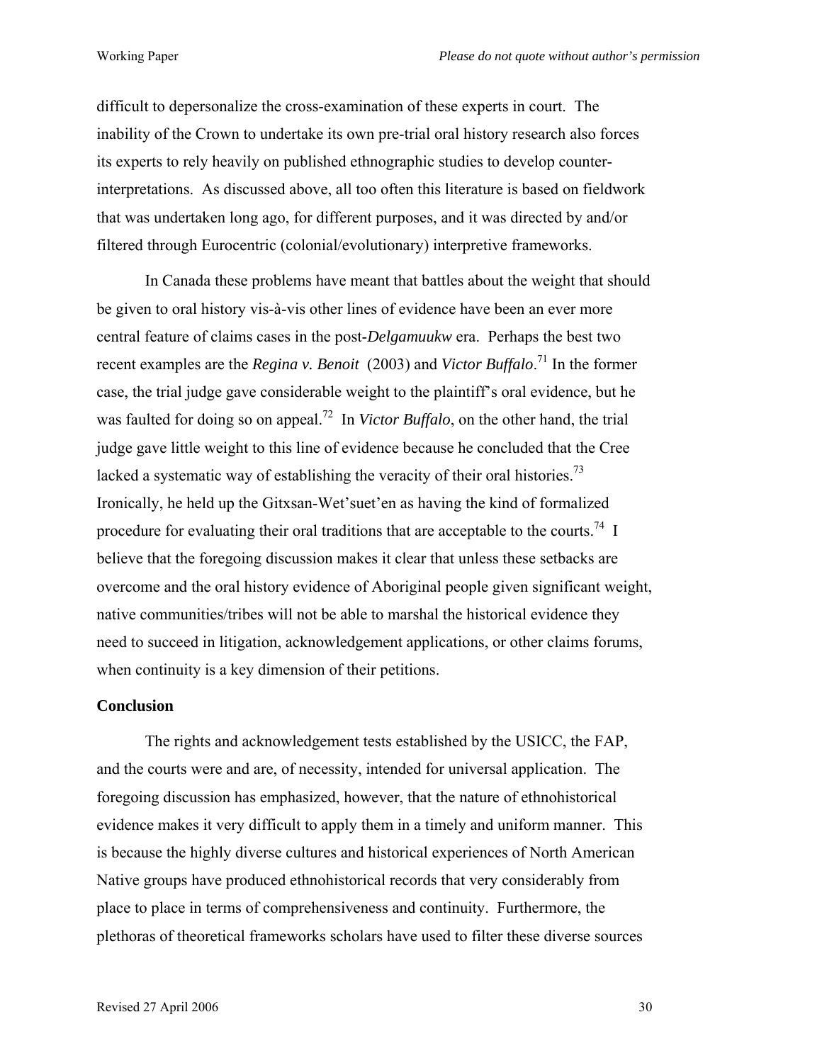difficult to depersonalize the cross-examination of these experts in court. The inability of the Crown to undertake its own pre-trial oral history research also forces its experts to rely heavily on published ethnographic studies to develop counter-interpretations. As discussed above, all too often this literature is based on fieldwork that was undertaken long ago, for different purposes, and it was directed by and/or filtered through Eurocentric (colonial/evolutionary) interpretive frameworks.

In Canada these problems have meant that battles about the weight that should be given to oral history vis-à-vis other lines of evidence have been an ever more central feature of claims cases in the post-*Delgamuukw* era. Perhaps the best two recent examples are the *Regina v. Benoit* (2003) and *Victor Buffalo*.[71] In the former case, the trial judge gave considerable weight to the plaintiff's oral evidence, but he was faulted for doing so on appeal.[72] In *Victor Buffalo*, on the other hand, the trial judge gave little weight to this line of evidence because he concluded that the Cree lacked a systematic way of establishing the veracity of their oral histories.[73] Ironically, he held up the Gitxsan-Wet'suet'en as having the kind of formalized procedure for evaluating their oral traditions that are acceptable to the courts.[74] I believe that the foregoing discussion makes it clear that unless these setbacks are overcome and the oral history evidence of Aboriginal people given significant weight, native communities/tribes will not be able to marshal the historical evidence they need to succeed in litigation, acknowledgement applications, or other claims forums, when continuity is a key dimension of their petitions.

## Conclusion

The rights and acknowledgement tests established by the USICC, the FAP, and the courts were and are, of necessity, intended for universal application. The foregoing discussion has emphasized, however, that the nature of ethnohistorical evidence makes it very difficult to apply them in a timely and uniform manner. This is because the highly diverse cultures and historical experiences of North American Native groups have produced ethnohistorical records that very considerably from place to place in terms of comprehensiveness and continuity. Furthermore, the plethoras of theoretical frameworks scholars have used to filter these diverse sources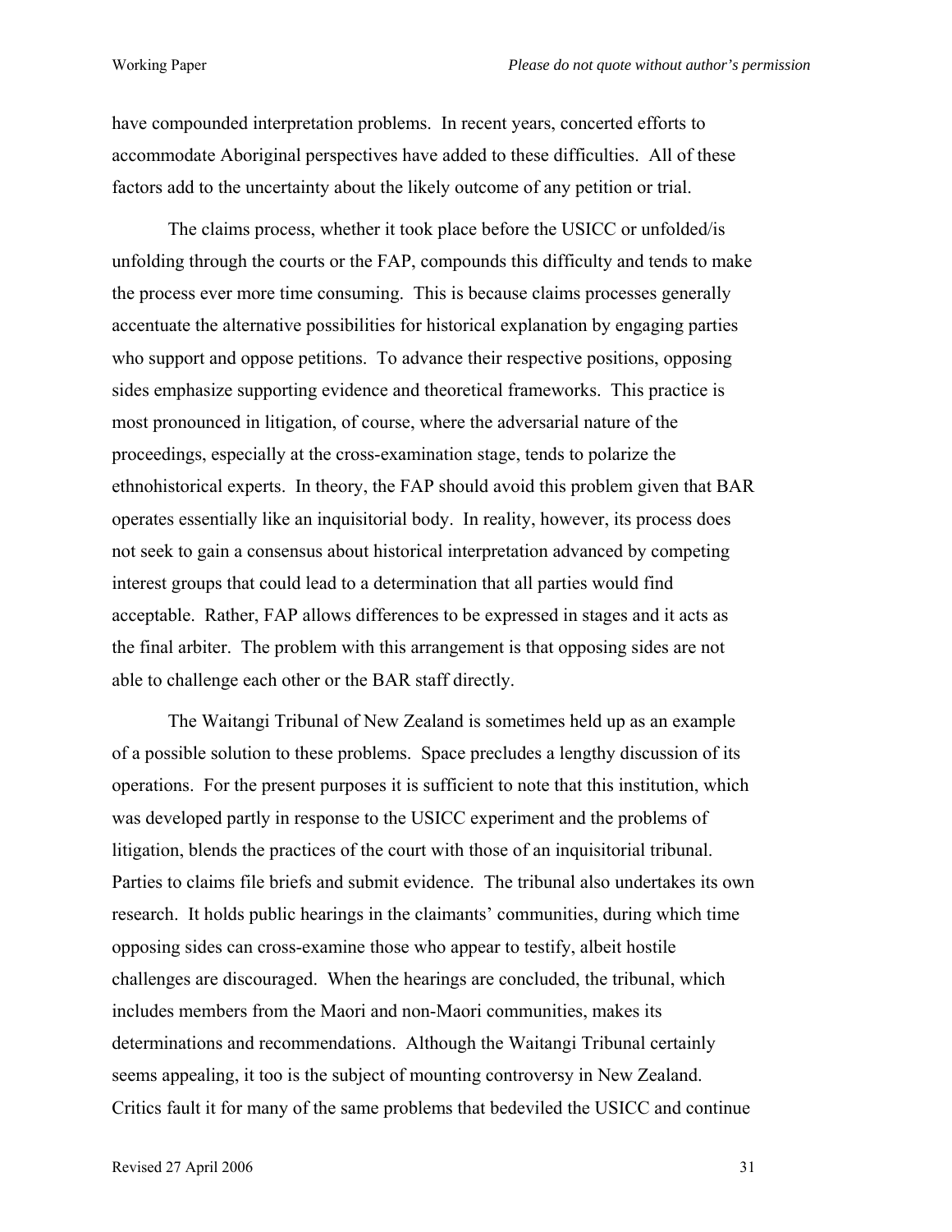have compounded interpretation problems. In recent years, concerted efforts to accommodate Aboriginal perspectives have added to these difficulties. All of these factors add to the uncertainty about the likely outcome of any petition or trial.

The claims process, whether it took place before the USICC or unfolded/is unfolding through the courts or the FAP, compounds this difficulty and tends to make the process ever more time consuming. This is because claims processes generally accentuate the alternative possibilities for historical explanation by engaging parties who support and oppose petitions. To advance their respective positions, opposing sides emphasize supporting evidence and theoretical frameworks. This practice is most pronounced in litigation, of course, where the adversarial nature of the proceedings, especially at the cross-examination stage, tends to polarize the ethnohistorical experts. In theory, the FAP should avoid this problem given that BAR operates essentially like an inquisitorial body. In reality, however, its process does not seek to gain a consensus about historical interpretation advanced by competing interest groups that could lead to a determination that all parties would find acceptable. Rather, FAP allows differences to be expressed in stages and it acts as the final arbiter. The problem with this arrangement is that opposing sides are not able to challenge each other or the BAR staff directly.

The Waitangi Tribunal of New Zealand is sometimes held up as an example of a possible solution to these problems. Space precludes a lengthy discussion of its operations. For the present purposes it is sufficient to note that this institution, which was developed partly in response to the USICC experiment and the problems of litigation, blends the practices of the court with those of an inquisitorial tribunal. Parties to claims file briefs and submit evidence. The tribunal also undertakes its own research. It holds public hearings in the claimants' communities, during which time opposing sides can cross-examine those who appear to testify, albeit hostile challenges are discouraged. When the hearings are concluded, the tribunal, which includes members from the Maori and non-Maori communities, makes its determinations and recommendations. Although the Waitangi Tribunal certainly seems appealing, it too is the subject of mounting controversy in New Zealand. Critics fault it for many of the same problems that bedeviled the USICC and continue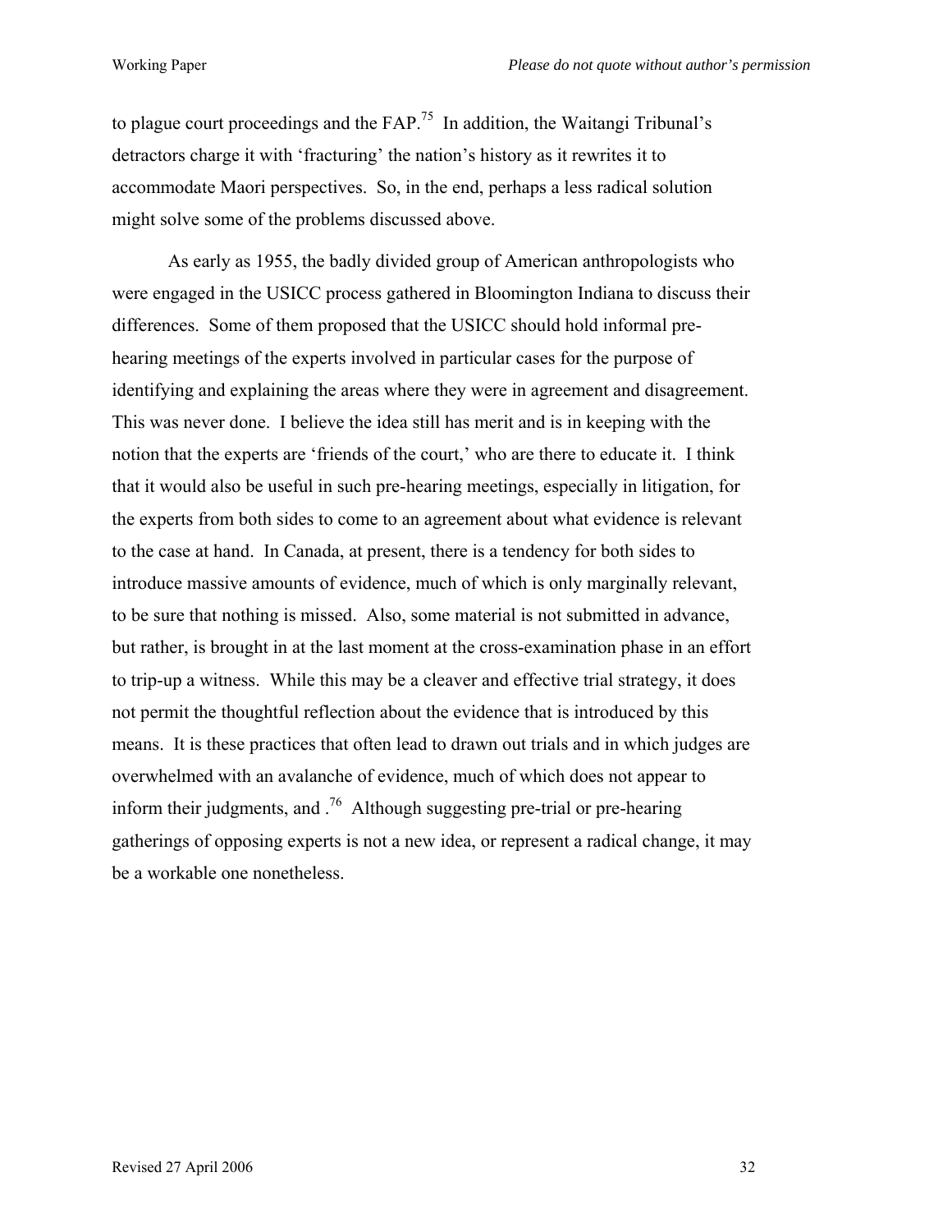to plague court proceedings and the FAP.[75] In addition, the Waitangi Tribunal's detractors charge it with 'fracturing' the nation's history as it rewrites it to accommodate Maori perspectives. So, in the end, perhaps a less radical solution might solve some of the problems discussed above.

As early as 1955, the badly divided group of American anthropologists who were engaged in the USICC process gathered in Bloomington Indiana to discuss their differences. Some of them proposed that the USICC should hold informal pre-hearing meetings of the experts involved in particular cases for the purpose of identifying and explaining the areas where they were in agreement and disagreement. This was never done. I believe the idea still has merit and is in keeping with the notion that the experts are 'friends of the court,' who are there to educate it. I think that it would also be useful in such pre-hearing meetings, especially in litigation, for the experts from both sides to come to an agreement about what evidence is relevant to the case at hand. In Canada, at present, there is a tendency for both sides to introduce massive amounts of evidence, much of which is only marginally relevant, to be sure that nothing is missed. Also, some material is not submitted in advance, but rather, is brought in at the last moment at the cross-examination phase in an effort to trip-up a witness. While this may be a cleaver and effective trial strategy, it does not permit the thoughtful reflection about the evidence that is introduced by this means. It is these practices that often lead to drawn out trials and in which judges are overwhelmed with an avalanche of evidence, much of which does not appear to inform their judgments, and .[76] Although suggesting pre-trial or pre-hearing gatherings of opposing experts is not a new idea, or represent a radical change, it may be a workable one nonetheless.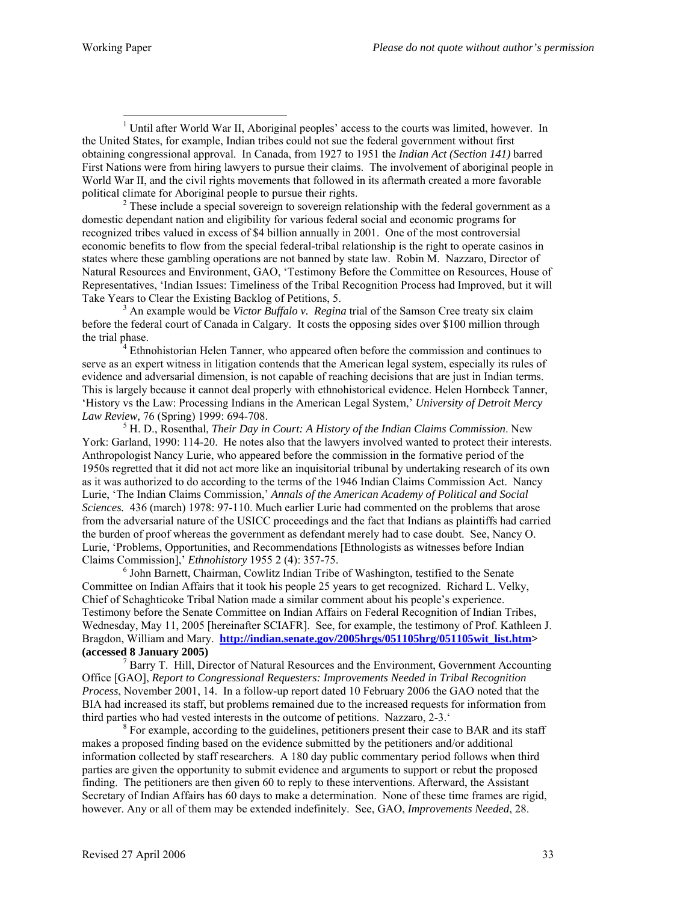[1] Until after World War II, Aboriginal peoples' access to the courts was limited, however. In the United States, for example, Indian tribes could not sue the federal government without first obtaining congressional approval. In Canada, from 1927 to 1951 the *Indian Act (Section 141)* barred First Nations were from hiring lawyers to pursue their claims. The involvement of aboriginal people in World War II, and the civil rights movements that followed in its aftermath created a more favorable political climate for Aboriginal people to pursue their rights.

[2] These include a special sovereign to sovereign relationship with the federal government as a domestic dependant nation and eligibility for various federal social and economic programs for recognized tribes valued in excess of $4 billion annually in 2001. One of the most controversial economic benefits to flow from the special federal-tribal relationship is the right to operate casinos in states where these gambling operations are not banned by state law. Robin M. Nazzaro, Director of Natural Resources and Environment, GAO, 'Testimony Before the Committee on Resources, House of Representatives, 'Indian Issues: Timeliness of the Tribal Recognition Process had Improved, but it will Take Years to Clear the Existing Backlog of Petitions, 5.

[3] An example would be *Victor Buffalo v. Regina* trial of the Samson Cree treaty six claim before the federal court of Canada in Calgary. It costs the opposing sides over $100 million through the trial phase.

[4] Ethnohistorian Helen Tanner, who appeared often before the commission and continues to serve as an expert witness in litigation contends that the American legal system, especially its rules of evidence and adversarial dimension, is not capable of reaching decisions that are just in Indian terms. This is largely because it cannot deal properly with ethnohistorical evidence. Helen Hornbeck Tanner, 'History vs the Law: Processing Indians in the American Legal System,' *University of Detroit Mercy Law Review,* 76 (Spring) 1999: 694-708.

[5] H. D., Rosenthal, *Their Day in Court: A History of the Indian Claims Commission*. New York: Garland, 1990: 114-20. He notes also that the lawyers involved wanted to protect their interests. Anthropologist Nancy Lurie, who appeared before the commission in the formative period of the 1950s regretted that it did not act more like an inquisitorial tribunal by undertaking research of its own as it was authorized to do according to the terms of the 1946 Indian Claims Commission Act. Nancy Lurie, 'The Indian Claims Commission,' *Annals of the American Academy of Political and Social Sciences.* 436 (march) 1978: 97-110. Much earlier Lurie had commented on the problems that arose from the adversarial nature of the USICC proceedings and the fact that Indians as plaintiffs had carried the burden of proof whereas the government as defendant merely had to case doubt. See, Nancy O. Lurie, 'Problems, Opportunities, and Recommendations [Ethnologists as witnesses before Indian Claims Commission],' *Ethnohistory* 1955 2 (4): 357-75.

[6] John Barnett, Chairman, Cowlitz Indian Tribe of Washington, testified to the Senate Committee on Indian Affairs that it took his people 25 years to get recognized. Richard L. Velky, Chief of Schaghticoke Tribal Nation made a similar comment about his people's experience. Testimony before the Senate Committee on Indian Affairs on Federal Recognition of Indian Tribes, Wednesday, May 11, 2005 [hereinafter SCIAFR]. See, for example, the testimony of Prof. Kathleen J. Bragdon, William and Mary. **http://indian.senate.gov/2005hrgs/051105hrg/051105wit_list.htm> (accessed 8 January 2005)**

[7] Barry T. Hill, Director of Natural Resources and the Environment, Government Accounting Office [GAO], *Report to Congressional Requesters: Improvements Needed in Tribal Recognition Process*, November 2001, 14. In a follow-up report dated 10 February 2006 the GAO noted that the BIA had increased its staff, but problems remained due to the increased requests for information from third parties who had vested interests in the outcome of petitions. Nazzaro, 2-3.'

[8] For example, according to the guidelines, petitioners present their case to BAR and its staff makes a proposed finding based on the evidence submitted by the petitioners and/or additional information collected by staff researchers. A 180 day public commentary period follows when third parties are given the opportunity to submit evidence and arguments to support or rebut the proposed finding. The petitioners are then given 60 to reply to these interventions. Afterward, the Assistant Secretary of Indian Affairs has 60 days to make a determination. None of these time frames are rigid, however. Any or all of them may be extended indefinitely. See, GAO, *Improvements Needed*, 28.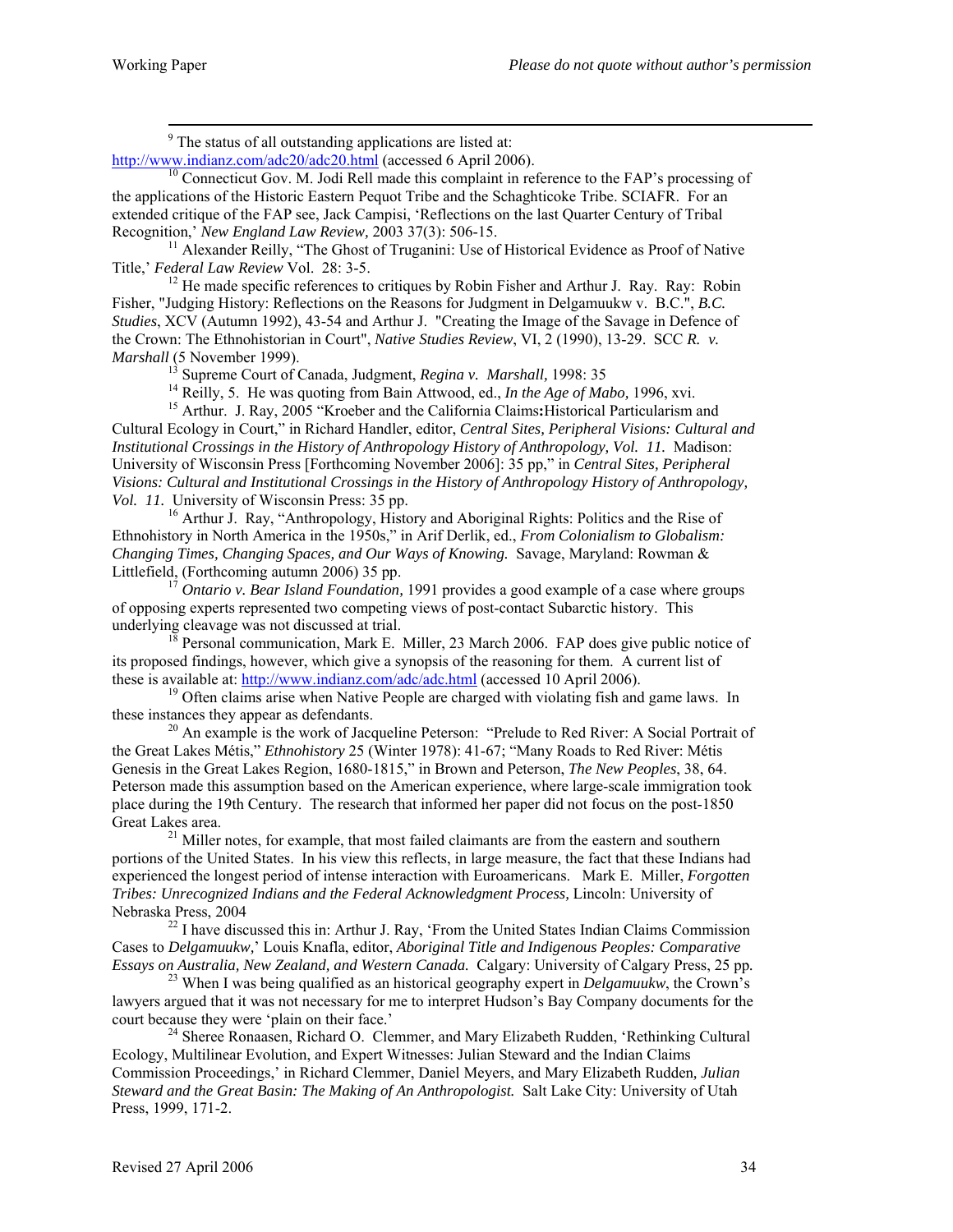[9] The status of all outstanding applications are listed at: http://www.indianz.com/adc20/adc20.html (accessed 6 April 2006).

[10] Connecticut Gov. M. Jodi Rell made this complaint in reference to the FAP's processing of the applications of the Historic Eastern Pequot Tribe and the Schaghticoke Tribe. SCIAFR. For an extended critique of the FAP see, Jack Campisi, 'Reflections on the last Quarter Century of Tribal Recognition,' *New England Law Review,* 2003 37(3): 506-15.

[11] Alexander Reilly, "The Ghost of Truganini: Use of Historical Evidence as Proof of Native Title,' *Federal Law Review* Vol. 28: 3-5.

[12] He made specific references to critiques by Robin Fisher and Arthur J. Ray. Ray: Robin Fisher, "Judging History: Reflections on the Reasons for Judgment in Delgamuukw v. B.C.", *B.C. Studies*, XCV (Autumn 1992), 43-54 and Arthur J. "Creating the Image of the Savage in Defence of the Crown: The Ethnohistorian in Court", *Native Studies Review*, VI, 2 (1990), 13-29. SCC *R. v. Marshall* (5 November 1999).

[13] Supreme Court of Canada, Judgment, *Regina v. Marshall,* 1998: 35

[14] Reilly, 5. He was quoting from Bain Attwood, ed., *In the Age of Mabo,* 1996, xvi.

[15] Arthur. J. Ray, 2005 "Kroeber and the California Claims**:**Historical Particularism and Cultural Ecology in Court," in Richard Handler, editor, *Central Sites, Peripheral Visions: Cultural and Institutional Crossings in the History of Anthropology History of Anthropology, Vol. 11.* Madison: University of Wisconsin Press [Forthcoming November 2006]: 35 pp," in *Central Sites, Peripheral Visions: Cultural and Institutional Crossings in the History of Anthropology History of Anthropology, Vol. 11.* University of Wisconsin Press: 35 pp.

[16] Arthur J. Ray, "Anthropology, History and Aboriginal Rights: Politics and the Rise of Ethnohistory in North America in the 1950s," in Arif Derlik, ed., *From Colonialism to Globalism: Changing Times, Changing Spaces, and Our Ways of Knowing.* Savage, Maryland: Rowman & Littlefield, (Forthcoming autumn 2006) 35 pp.

[17] *Ontario v. Bear Island Foundation,* 1991 provides a good example of a case where groups of opposing experts represented two competing views of post-contact Subarctic history. This underlying cleavage was not discussed at trial.

[18] Personal communication, Mark E. Miller, 23 March 2006. FAP does give public notice of its proposed findings, however, which give a synopsis of the reasoning for them. A current list of these is available at: http://www.indianz.com/adc/adc.html (accessed 10 April 2006).

[19] Often claims arise when Native People are charged with violating fish and game laws. In these instances they appear as defendants.

[20] An example is the work of Jacqueline Peterson: "Prelude to Red River: A Social Portrait of the Great Lakes Métis," *Ethnohistory* 25 (Winter 1978): 41-67; "Many Roads to Red River: Métis Genesis in the Great Lakes Region, 1680-1815," in Brown and Peterson, *The New Peoples*, 38, 64. Peterson made this assumption based on the American experience, where large-scale immigration took place during the 19th Century. The research that informed her paper did not focus on the post-1850 Great Lakes area.

[21] Miller notes, for example, that most failed claimants are from the eastern and southern portions of the United States. In his view this reflects, in large measure, the fact that these Indians had experienced the longest period of intense interaction with Euroamericans. Mark E. Miller, *Forgotten Tribes: Unrecognized Indians and the Federal Acknowledgment Process,* Lincoln: University of Nebraska Press, 2004

[22] I have discussed this in: Arthur J. Ray, 'From the United States Indian Claims Commission Cases to *Delgamuukw,*' Louis Knafla, editor, *Aboriginal Title and Indigenous Peoples: Comparative Essays on Australia, New Zealand, and Western Canada.* Calgary: University of Calgary Press, 25 pp*.*

[23] When I was being qualified as an historical geography expert in *Delgamuukw*, the Crown's lawyers argued that it was not necessary for me to interpret Hudson's Bay Company documents for the court because they were 'plain on their face.'

[24] Sheree Ronaasen, Richard O. Clemmer, and Mary Elizabeth Rudden, 'Rethinking Cultural Ecology, Multilinear Evolution, and Expert Witnesses: Julian Steward and the Indian Claims Commission Proceedings,' in Richard Clemmer, Daniel Meyers, and Mary Elizabeth Rudden*, Julian Steward and the Great Basin: The Making of An Anthropologist.* Salt Lake City: University of Utah Press, 1999, 171-2.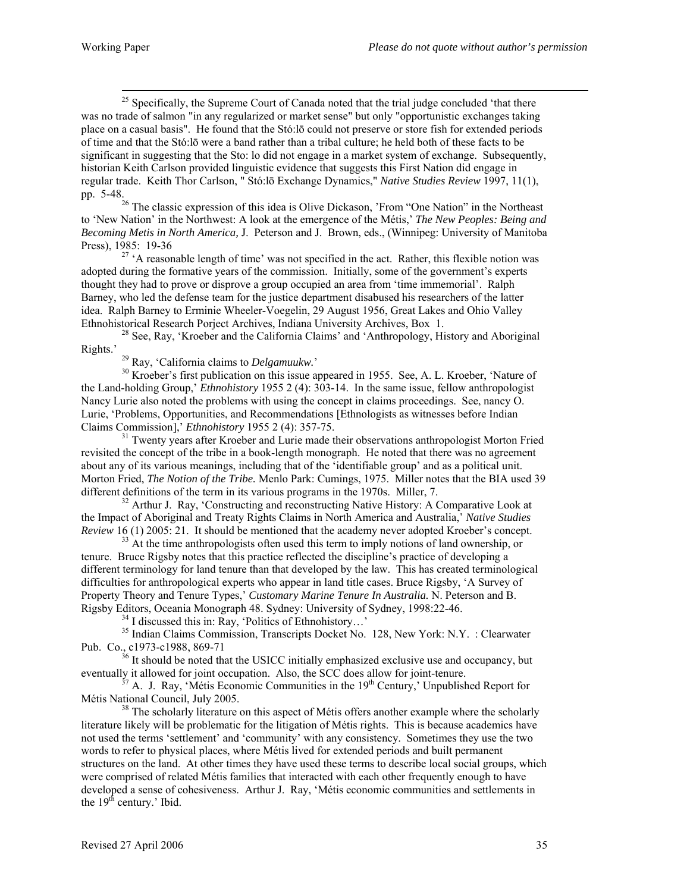[25] Specifically, the Supreme Court of Canada noted that the trial judge concluded 'that there was no trade of salmon "in any regularized or market sense" but only "opportunistic exchanges taking place on a casual basis". He found that the Stó:lō could not preserve or store fish for extended periods of time and that the Stó:lō were a band rather than a tribal culture; he held both of these facts to be significant in suggesting that the Sto: lo did not engage in a market system of exchange. Subsequently, historian Keith Carlson provided linguistic evidence that suggests this First Nation did engage in regular trade. Keith Thor Carlson, " Stó:lō Exchange Dynamics," *Native Studies Review* 1997, 11(1), pp. 5-48.

[26] The classic expression of this idea is Olive Dickason, 'From "One Nation" in the Northeast to 'New Nation' in the Northwest: A look at the emergence of the Métis,' *The New Peoples: Being and Becoming Metis in North America,* J. Peterson and J. Brown, eds., (Winnipeg: University of Manitoba Press), 1985: 19-36

[27] 'A reasonable length of time' was not specified in the act. Rather, this flexible notion was adopted during the formative years of the commission. Initially, some of the government's experts thought they had to prove or disprove a group occupied an area from 'time immemorial'. Ralph Barney, who led the defense team for the justice department disabused his researchers of the latter idea. Ralph Barney to Erminie Wheeler-Voegelin, 29 August 1956, Great Lakes and Ohio Valley Ethnohistorical Research Porject Archives, Indiana University Archives, Box 1.

[28] See, Ray, 'Kroeber and the California Claims' and 'Anthropology, History and Aboriginal Rights.'

[29] Ray, 'California claims to *Delgamuukw.*'

[30] Kroeber's first publication on this issue appeared in 1955. See, A. L. Kroeber, 'Nature of the Land-holding Group,' *Ethnohistory* 1955 2 (4): 303-14. In the same issue, fellow anthropologist Nancy Lurie also noted the problems with using the concept in claims proceedings. See, nancy O. Lurie, 'Problems, Opportunities, and Recommendations [Ethnologists as witnesses before Indian Claims Commission],' *Ethnohistory* 1955 2 (4): 357-75.

[31] Twenty years after Kroeber and Lurie made their observations anthropologist Morton Fried revisited the concept of the tribe in a book-length monograph. He noted that there was no agreement about any of its various meanings, including that of the 'identifiable group' and as a political unit. Morton Fried, *The Notion of the Tribe.* Menlo Park: Cumings, 1975. Miller notes that the BIA used 39 different definitions of the term in its various programs in the 1970s. Miller, 7.

[32] Arthur J. Ray, 'Constructing and reconstructing Native History: A Comparative Look at the Impact of Aboriginal and Treaty Rights Claims in North America and Australia,' *Native Studies Review* 16 (1) 2005: 21. It should be mentioned that the academy never adopted Kroeber's concept.

[33] At the time anthropologists often used this term to imply notions of land ownership, or tenure. Bruce Rigsby notes that this practice reflected the discipline's practice of developing a different terminology for land tenure than that developed by the law. This has created terminological difficulties for anthropological experts who appear in land title cases. Bruce Rigsby, 'A Survey of Property Theory and Tenure Types,' *Customary Marine Tenure In Australia.* N. Peterson and B. Rigsby Editors, Oceania Monograph 48. Sydney: University of Sydney, 1998:22-46.

[34] I discussed this in: Ray, 'Politics of Ethnohistory…'

[35] Indian Claims Commission, Transcripts Docket No. 128, New York: N.Y. : Clearwater Pub. Co., c1973-c1988, 869-71

[36] It should be noted that the USICC initially emphasized exclusive use and occupancy, but eventually it allowed for joint occupation. Also, the SCC does allow for joint-tenure.

[37] A. J. Ray, 'Métis Economic Communities in the 19th Century,' Unpublished Report for Métis National Council, July 2005.

[38] The scholarly literature on this aspect of Métis offers another example where the scholarly literature likely will be problematic for the litigation of Métis rights. This is because academics have not used the terms 'settlement' and 'community' with any consistency. Sometimes they use the two words to refer to physical places, where Métis lived for extended periods and built permanent structures on the land. At other times they have used these terms to describe local social groups, which were comprised of related Métis families that interacted with each other frequently enough to have developed a sense of cohesiveness. Arthur J. Ray, 'Métis economic communities and settlements in the 19th century.' Ibid.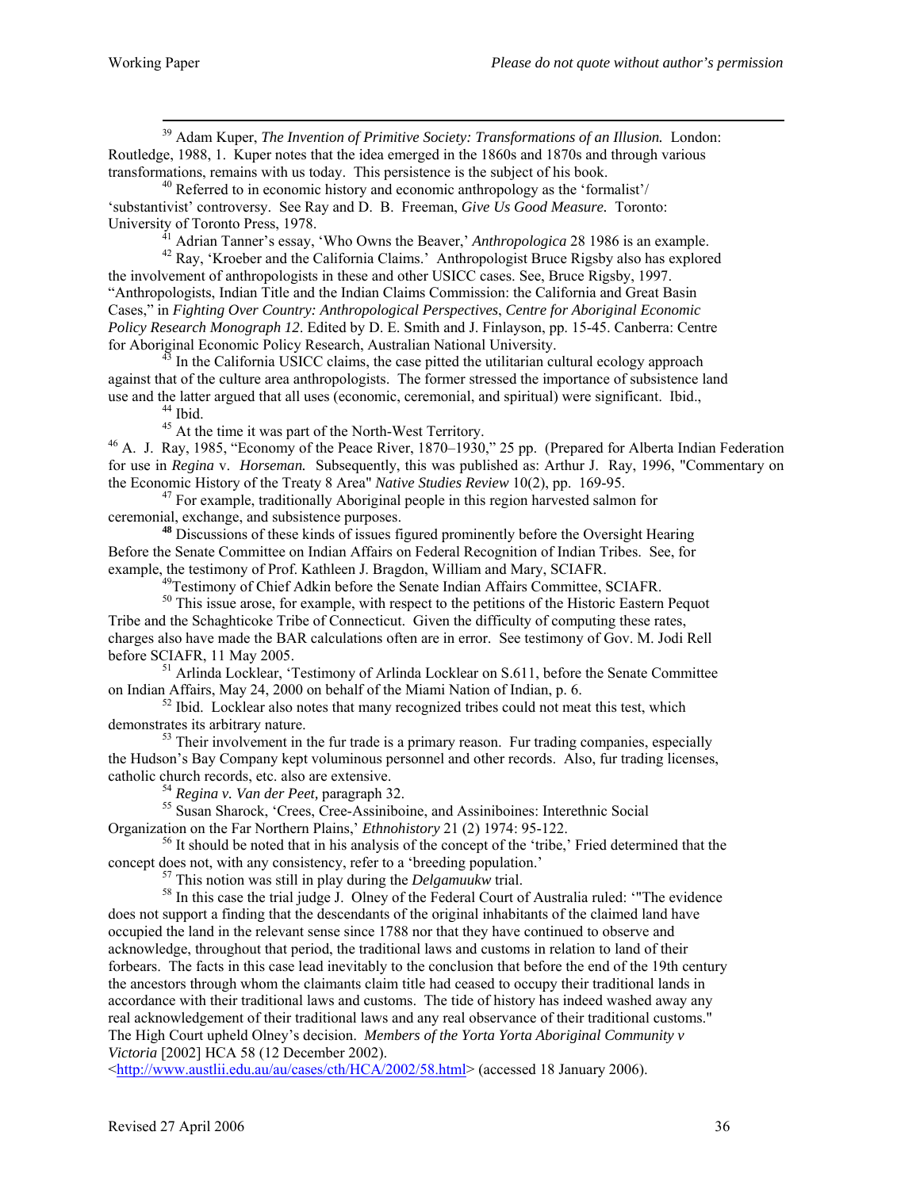[39] Adam Kuper, *The Invention of Primitive Society: Transformations of an Illusion.* London: Routledge, 1988, 1. Kuper notes that the idea emerged in the 1860s and 1870s and through various transformations, remains with us today. This persistence is the subject of his book.

[40] Referred to in economic history and economic anthropology as the 'formalist'/ 'substantivist' controversy. See Ray and D. B. Freeman, *Give Us Good Measure.* Toronto: University of Toronto Press, 1978.

[41] Adrian Tanner's essay, 'Who Owns the Beaver,' *Anthropologica* 28 1986 is an example.

[42] Ray, 'Kroeber and the California Claims.' Anthropologist Bruce Rigsby also has explored the involvement of anthropologists in these and other USICC cases. See, Bruce Rigsby, 1997. "Anthropologists, Indian Title and the Indian Claims Commission: the California and Great Basin Cases," in *Fighting Over Country: Anthropological Perspectives*, *Centre for Aboriginal Economic Policy Research Monograph 12*. Edited by D. E. Smith and J. Finlayson, pp. 15-45. Canberra: Centre for Aboriginal Economic Policy Research, Australian National University.

[43] In the California USICC claims, the case pitted the utilitarian cultural ecology approach against that of the culture area anthropologists. The former stressed the importance of subsistence land use and the latter argued that all uses (economic, ceremonial, and spiritual) were significant. Ibid.,

[44] Ibid.

[45] At the time it was part of the North-West Territory.

[46] A. J. Ray, 1985, "Economy of the Peace River, 1870–1930," 25 pp. (Prepared for Alberta Indian Federation for use in *Regina* v. *Horseman.* Subsequently, this was published as: Arthur J. Ray, 1996, "Commentary on the Economic History of the Treaty 8 Area" *Native Studies Review* 10(2), pp. 169-95.

[47] For example, traditionally Aboriginal people in this region harvested salmon for ceremonial, exchange, and subsistence purposes.

[48] Discussions of these kinds of issues figured prominently before the Oversight Hearing Before the Senate Committee on Indian Affairs on Federal Recognition of Indian Tribes. See, for example, the testimony of Prof. Kathleen J. Bragdon, William and Mary, SCIAFR.

[49] Testimony of Chief Adkin before the Senate Indian Affairs Committee, SCIAFR.

[50] This issue arose, for example, with respect to the petitions of the Historic Eastern Pequot Tribe and the Schaghticoke Tribe of Connecticut. Given the difficulty of computing these rates, charges also have made the BAR calculations often are in error. See testimony of Gov. M. Jodi Rell before SCIAFR, 11 May 2005.

[51] Arlinda Locklear, 'Testimony of Arlinda Locklear on S.611, before the Senate Committee on Indian Affairs, May 24, 2000 on behalf of the Miami Nation of Indian, p. 6.

[52] Ibid. Locklear also notes that many recognized tribes could not meat this test, which demonstrates its arbitrary nature.

[53] Their involvement in the fur trade is a primary reason. Fur trading companies, especially the Hudson's Bay Company kept voluminous personnel and other records. Also, fur trading licenses, catholic church records, etc. also are extensive.

[54] *Regina v. Van der Peet,* paragraph 32.

[55] Susan Sharock, 'Crees, Cree-Assiniboine, and Assiniboines: Interethnic Social Organization on the Far Northern Plains,' *Ethnohistory* 21 (2) 1974: 95-122.

[56] It should be noted that in his analysis of the concept of the 'tribe,' Fried determined that the concept does not, with any consistency, refer to a 'breeding population.'

[57] This notion was still in play during the *Delgamuukw* trial.

[58] In this case the trial judge J. Olney of the Federal Court of Australia ruled: '"The evidence does not support a finding that the descendants of the original inhabitants of the claimed land have occupied the land in the relevant sense since 1788 nor that they have continued to observe and acknowledge, throughout that period, the traditional laws and customs in relation to land of their forbears. The facts in this case lead inevitably to the conclusion that before the end of the 19th century the ancestors through whom the claimants claim title had ceased to occupy their traditional lands in accordance with their traditional laws and customs. The tide of history has indeed washed away any real acknowledgement of their traditional laws and any real observance of their traditional customs." The High Court upheld Olney's decision. *Members of the Yorta Yorta Aboriginal Community v Victoria* [2002] HCA 58 (12 December 2002). <http://www.austlii.edu.au/au/cases/cth/HCA/2002/58.html> (accessed 18 January 2006).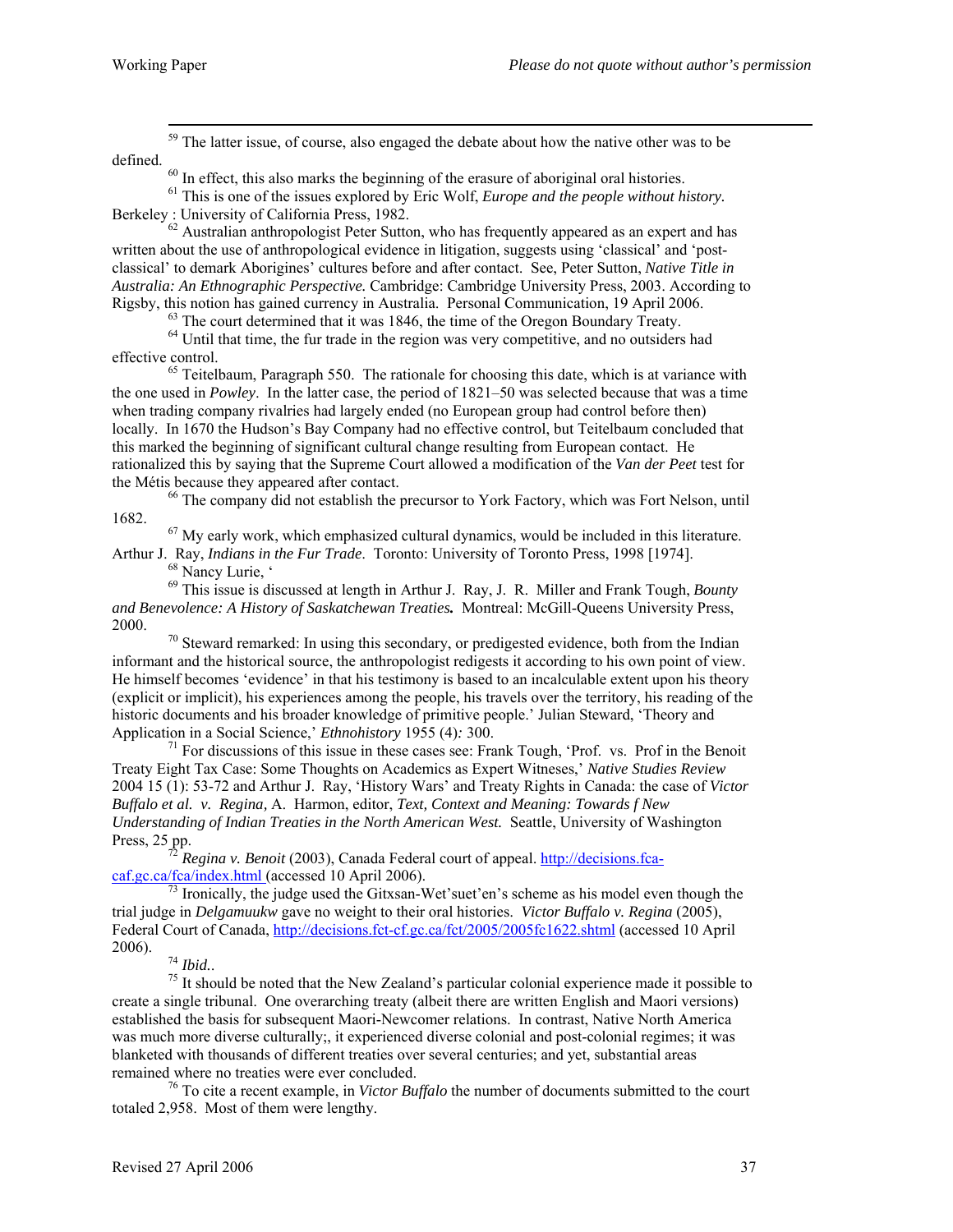[59] The latter issue, of course, also engaged the debate about how the native other was to be defined.

[60] In effect, this also marks the beginning of the erasure of aboriginal oral histories.

[61] This is one of the issues explored by Eric Wolf, *Europe and the people without history.* Berkeley : University of California Press, 1982.

[62] Australian anthropologist Peter Sutton, who has frequently appeared as an expert and has written about the use of anthropological evidence in litigation, suggests using 'classical' and 'post-classical' to demark Aborigines' cultures before and after contact. See, Peter Sutton, *Native Title in Australia: An Ethnographic Perspective.* Cambridge: Cambridge University Press, 2003. According to Rigsby, this notion has gained currency in Australia. Personal Communication, 19 April 2006.

[63] The court determined that it was 1846, the time of the Oregon Boundary Treaty.

[64] Until that time, the fur trade in the region was very competitive, and no outsiders had effective control.

[65] Teitelbaum, Paragraph 550. The rationale for choosing this date, which is at variance with the one used in *Powley*. In the latter case, the period of 1821–50 was selected because that was a time when trading company rivalries had largely ended (no European group had control before then) locally. In 1670 the Hudson's Bay Company had no effective control, but Teitelbaum concluded that this marked the beginning of significant cultural change resulting from European contact. He rationalized this by saying that the Supreme Court allowed a modification of the *Van der Peet* test for the Métis because they appeared after contact.

[66] The company did not establish the precursor to York Factory, which was Fort Nelson, until 1682.

[67] My early work, which emphasized cultural dynamics, would be included in this literature. Arthur J. Ray, *Indians in the Fur Trade*. Toronto: University of Toronto Press, 1998 [1974].

[68] Nancy Lurie, '

[69] This issue is discussed at length in Arthur J. Ray, J. R. Miller and Frank Tough, *Bounty and Benevolence: A History of Saskatchewan Treaties.* Montreal: McGill-Queens University Press, 2000.

[70] Steward remarked: In using this secondary, or predigested evidence, both from the Indian informant and the historical source, the anthropologist redigests it according to his own point of view. He himself becomes 'evidence' in that his testimony is based to an incalculable extent upon his theory (explicit or implicit), his experiences among the people, his travels over the territory, his reading of the historic documents and his broader knowledge of primitive people.' Julian Steward, 'Theory and Application in a Social Science,' *Ethnohistory* 1955 (4)*:* 300.

[71] For discussions of this issue in these cases see: Frank Tough, 'Prof. vs. Prof in the Benoit Treaty Eight Tax Case: Some Thoughts on Academics as Expert Witnesses,' *Native Studies Review* 2004 15 (1): 53-72 and Arthur J. Ray, 'History Wars' and Treaty Rights in Canada: the case of *Victor Buffalo et al. v. Regina,* A. Harmon, editor, *Text, Context and Meaning: Towards f New Understanding of Indian Treaties in the North American West.* Seattle, University of Washington Press, 25 pp.

[72] *Regina v. Benoit* (2003), Canada Federal court of appeal. http://decisions.fca-caf.gc.ca/fca/index.html (accessed 10 April 2006).

[73] Ironically, the judge used the Gitxsan-Wet'suet'en's scheme as his model even though the trial judge in *Delgamuukw* gave no weight to their oral histories. *Victor Buffalo v. Regina* (2005), Federal Court of Canada, http://decisions.fct-cf.gc.ca/fct/2005/2005fc1622.shtml (accessed 10 April 2006).

[74] *Ibid.*.

[75] It should be noted that the New Zealand's particular colonial experience made it possible to create a single tribunal. One overarching treaty (albeit there are written English and Maori versions) established the basis for subsequent Maori-Newcomer relations. In contrast, Native North America was much more diverse culturally;, it experienced diverse colonial and post-colonial regimes; it was blanketed with thousands of different treaties over several centuries; and yet, substantial areas remained where no treaties were ever concluded.

[76] To cite a recent example, in *Victor Buffalo* the number of documents submitted to the court totaled 2,958. Most of them were lengthy.